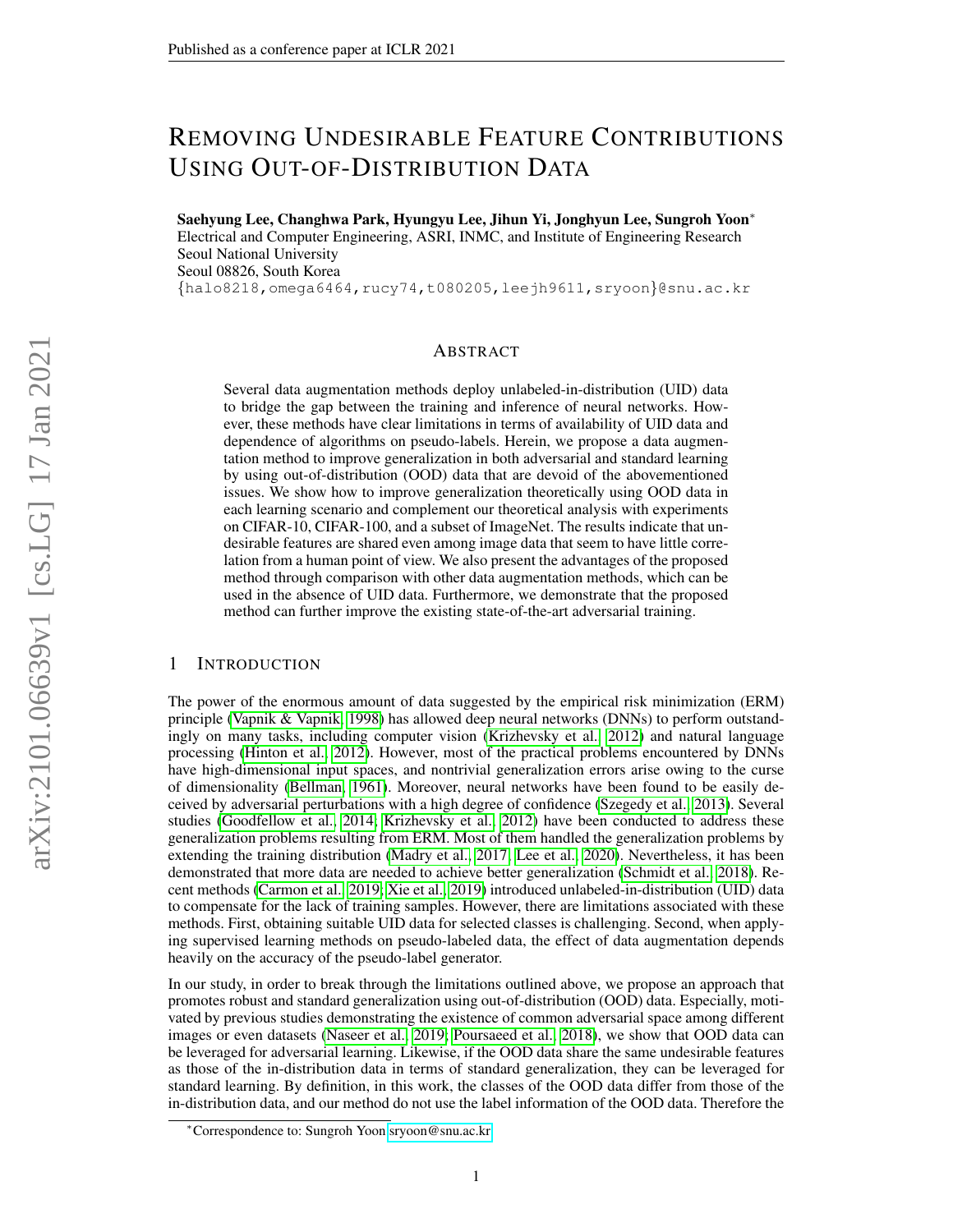# Removing Undesirable Feature Contributions Using Out-of-Distribution Data

**Saehyung Lee, Changhwa Park, Hyungyu Lee, Jihun Yi, Jonghyun Lee, Sungroh Yoon***
Electrical and Computer Engineering, ASRI, INMC, and Institute of Engineering Research
Seoul National University
Seoul 08826, South Korea
{halo8218,omega6464,rucy74,t080205,leejh9611,sryoon}@snu.ac.kr

## Abstract

Several data augmentation methods deploy unlabeled-in-distribution (UID) data to bridge the gap between the training and inference of neural networks. However, these methods have clear limitations in terms of availability of UID data and dependence of algorithms on pseudo-labels. Herein, we propose a data augmentation method to improve generalization in both adversarial and standard learning by using out-of-distribution (OOD) data that are devoid of the abovementioned issues. We show how to improve generalization theoretically using OOD data in each learning scenario and complement our theoretical analysis with experiments on CIFAR-10, CIFAR-100, and a subset of ImageNet. The results indicate that undesirable features are shared even among image data that seem to have little correlation from a human point of view. We also present the advantages of the proposed method through comparison with other data augmentation methods, which can be used in the absence of UID data. Furthermore, we demonstrate that the proposed method can further improve the existing state-of-the-art adversarial training.

## 1 Introduction

The power of the enormous amount of data suggested by the empirical risk minimization (ERM) principle (Vapnik & Vapnik, 1998) has allowed deep neural networks (DNNs) to perform outstandingly on many tasks, including computer vision (Krizhevsky et al., 2012) and natural language processing (Hinton et al., 2012). However, most of the practical problems encountered by DNNs have high-dimensional input spaces, and nontrivial generalization errors arise owing to the curse of dimensionality (Bellman, 1961). Moreover, neural networks have been found to be easily deceived by adversarial perturbations with a high degree of confidence (Szegedy et al., 2013). Several studies (Goodfellow et al., 2014; Krizhevsky et al., 2012) have been conducted to address these generalization problems resulting from ERM. Most of them handled the generalization problems by extending the training distribution (Madry et al., 2017; Lee et al., 2020). Nevertheless, it has been demonstrated that more data are needed to achieve better generalization (Schmidt et al., 2018). Recent methods (Carmon et al., 2019; Xie et al., 2019) introduced unlabeled-in-distribution (UID) data to compensate for the lack of training samples. However, there are limitations associated with these methods. First, obtaining suitable UID data for selected classes is challenging. Second, when applying supervised learning methods on pseudo-labeled data, the effect of data augmentation depends heavily on the accuracy of the pseudo-label generator.

In our study, in order to break through the limitations outlined above, we propose an approach that promotes robust and standard generalization using out-of-distribution (OOD) data. Especially, motivated by previous studies demonstrating the existence of common adversarial space among different images or even datasets (Naseer et al., 2019; Poursaeed et al., 2018), we show that OOD data can be leveraged for adversarial learning. Likewise, if the OOD data share the same undesirable features as those of the in-distribution data in terms of standard generalization, they can be leveraged for standard learning. By definition, in this work, the classes of the OOD data differ from those of the in-distribution data, and our method do not use the label information of the OOD data. Therefore the

*Correspondence to: Sungroh Yoon sryoon@snu.ac.kr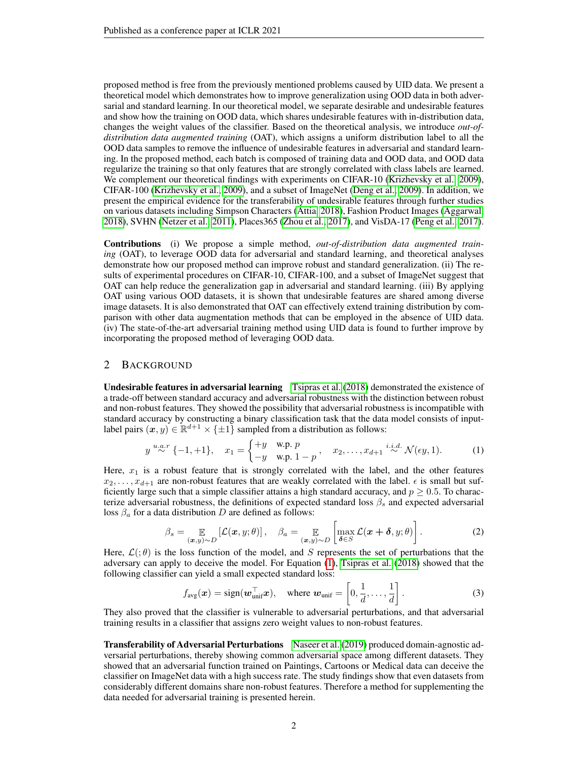proposed method is free from the previously mentioned problems caused by UID data. We present a theoretical model which demonstrates how to improve generalization using OOD data in both adversarial and standard learning. In our theoretical model, we separate desirable and undesirable features and show how the training on OOD data, which shares undesirable features with in-distribution data, changes the weight values of the classifier. Based on the theoretical analysis, we introduce *out-of-distribution data augmented training* (OAT), which assigns a uniform distribution label to all the OOD data samples to remove the influence of undesirable features in adversarial and standard learning. In the proposed method, each batch is composed of training data and OOD data, and OOD data regularize the training so that only features that are strongly correlated with class labels are learned. We complement our theoretical findings with experiments on CIFAR-10 (Krizhevsky et al., 2009), CIFAR-100 (Krizhevsky et al., 2009), and a subset of ImageNet (Deng et al., 2009). In addition, we present the empirical evidence for the transferability of undesirable features through further studies on various datasets including Simpson Characters (Attia, 2018), Fashion Product Images (Aggarwal, 2018), SVHN (Netzer et al., 2011), Places365 (Zhou et al., 2017), and VisDA-17 (Peng et al., 2017).

**Contributions** (i) We propose a simple method, *out-of-distribution data augmented training* (OAT), to leverage OOD data for adversarial and standard learning, and theoretical analyses demonstrate how our proposed method can improve robust and standard generalization. (ii) The results of experimental procedures on CIFAR-10, CIFAR-100, and a subset of ImageNet suggest that OAT can help reduce the generalization gap in adversarial and standard learning. (iii) By applying OAT using various OOD datasets, it is shown that undesirable features are shared among diverse image datasets. It is also demonstrated that OAT can effectively extend training distribution by comparison with other data augmentation methods that can be employed in the absence of UID data. (iv) The state-of-the-art adversarial training method using UID data is found to further improve by incorporating the proposed method of leveraging OOD data.

## 2 Background

**Undesirable features in adversarial learning** Tsipras et al. (2018) demonstrated the existence of a trade-off between standard accuracy and adversarial robustness with the distinction between robust and non-robust features. They showed the possibility that adversarial robustness is incompatible with standard accuracy by constructing a binary classification task that the data model consists of input-label pairs $(\boldsymbol{x}, y) \in \mathbb{R}^{d+1} \times \{\pm 1\}$ sampled from a distribution as follows:

$$y \overset{u.a.r}{\sim} \{-1, +1\}, \quad x_1 = \begin{cases} +y & \text{w.p. } p \\ -y & \text{w.p. } 1-p \end{cases}, \quad x_2, \ldots, x_{d+1} \overset{i.i.d.}{\sim} \mathcal{N}(\epsilon y, 1). \tag{1}$$

Here, $x_1$ is a robust feature that is strongly correlated with the label, and the other features $x_2, \ldots, x_{d+1}$ are non-robust features that are weakly correlated with the label. $\epsilon$ is small but sufficiently large such that a simple classifier attains a high standard accuracy, and $p \geq 0.5$. To characterize adversarial robustness, the definitions of expected standard loss $\beta_s$ and expected adversarial loss $\beta_a$ for a data distribution $D$ are defined as follows:

$$\beta_s = \mathop{\mathbb{E}}_{(\boldsymbol{x},y)\sim D} \left[\mathcal{L}(\boldsymbol{x}, y; \theta)\right], \quad \beta_a = \mathop{\mathbb{E}}_{(\boldsymbol{x},y)\sim D} \left[\max_{\boldsymbol{\delta} \in S} \mathcal{L}(\boldsymbol{x} + \boldsymbol{\delta}, y; \theta)\right]. \tag{2}$$

Here, $\mathcal{L}(;\theta)$ is the loss function of the model, and $S$ represents the set of perturbations that the adversary can apply to deceive the model. For Equation (1), Tsipras et al. (2018) showed that the following classifier can yield a small expected standard loss:

$$f_{\text{avg}}(\boldsymbol{x}) = \text{sign}(\boldsymbol{w}_{\text{unif}}^\top \boldsymbol{x}), \quad \text{where } \boldsymbol{w}_{\text{unif}} = \left[0, \frac{1}{d}, \ldots, \frac{1}{d}\right]. \tag{3}$$

They also proved that the classifier is vulnerable to adversarial perturbations, and that adversarial training results in a classifier that assigns zero weight values to non-robust features.

**Transferability of Adversarial Perturbations** Naseer et al. (2019) produced domain-agnostic adversarial perturbations, thereby showing common adversarial space among different datasets. They showed that an adversarial function trained on Paintings, Cartoons or Medical data can deceive the classifier on ImageNet data with a high success rate. The study findings show that even datasets from considerably different domains share non-robust features. Therefore a method for supplementing the data needed for adversarial training is presented herein.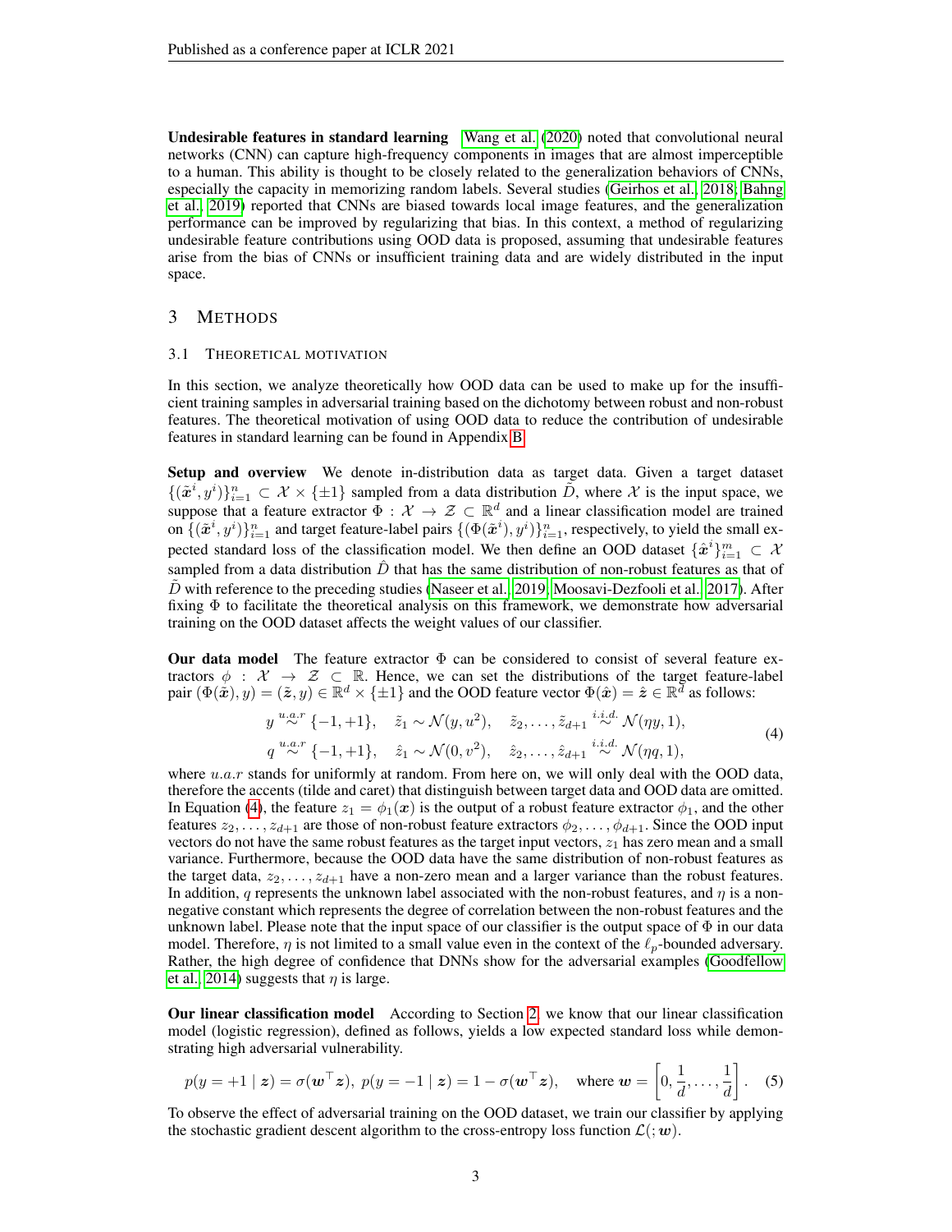**Undesirable features in standard learning** Wang et al. (2020) noted that convolutional neural networks (CNN) can capture high-frequency components in images that are almost imperceptible to a human. This ability is thought to be closely related to the generalization behaviors of CNNs, especially the capacity in memorizing random labels. Several studies (Geirhos et al., 2018; Bahng et al., 2019) reported that CNNs are biased towards local image features, and the generalization performance can be improved by regularizing that bias. In this context, a method of regularizing undesirable feature contributions using OOD data is proposed, assuming that undesirable features arise from the bias of CNNs or insufficient training data and are widely distributed in the input space.

## 3 Methods

### 3.1 Theoretical motivation

In this section, we analyze theoretically how OOD data can be used to make up for the insufficient training samples in adversarial training based on the dichotomy between robust and non-robust features. The theoretical motivation of using OOD data to reduce the contribution of undesirable features in standard learning can be found in Appendix B.

**Setup and overview** We denote in-distribution data as target data. Given a target dataset $\{(\tilde{\boldsymbol{x}}^i, y^i)\}_{i=1}^n \subset \mathcal{X} \times \{\pm 1\}$ sampled from a data distribution $\tilde{D}$, where $\mathcal{X}$ is the input space, we suppose that a feature extractor $\Phi : \mathcal{X} \to \mathcal{Z} \subset \mathbb{R}^d$ and a linear classification model are trained on $\{(\tilde{\boldsymbol{x}}^i, y^i)\}_{i=1}^n$ and target feature-label pairs $\{(\Phi(\tilde{\boldsymbol{x}}^i), y^i)\}_{i=1}^n$, respectively, to yield the small expected standard loss of the classification model. We then define an OOD dataset $\{\hat{\boldsymbol{x}}^i\}_{i=1}^m \subset \mathcal{X}$ sampled from a data distribution $\hat{D}$ that has the same distribution of non-robust features as that of $\tilde{D}$ with reference to the preceding studies (Naseer et al., 2019; Moosavi-Dezfooli et al., 2017). After fixing $\Phi$ to facilitate the theoretical analysis on this framework, we demonstrate how adversarial training on the OOD dataset affects the weight values of our classifier.

**Our data model** The feature extractor $\Phi$ can be considered to consist of several feature extractors $\phi : \mathcal{X} \to \mathcal{Z} \subset \mathbb{R}$. Hence, we can set the distributions of the target feature-label pair $(\Phi(\tilde{\boldsymbol{x}}), y) = (\tilde{\boldsymbol{z}}, y) \in \mathbb{R}^d \times \{\pm 1\}$ and the OOD feature vector $\Phi(\hat{\boldsymbol{x}}) = \hat{\boldsymbol{z}} \in \mathbb{R}^d$ as follows:

$$
\begin{aligned}
&y \overset{u.a.r}{\sim} \{-1, +1\}, \quad \tilde{z}_1 \sim \mathcal{N}(y, u^2), \quad \tilde{z}_2, \dots, \tilde{z}_{d+1} \overset{i.i.d.}{\sim} \mathcal{N}(\eta y, 1), \\
&q \overset{u.a.r}{\sim} \{-1, +1\}, \quad \hat{z}_1 \sim \mathcal{N}(0, v^2), \quad \hat{z}_2, \dots, \hat{z}_{d+1} \overset{i.i.d.}{\sim} \mathcal{N}(\eta q, 1),
\end{aligned}
\tag{4}
$$

where $u.a.r$ stands for uniformly at random. From here on, we will only deal with the OOD data, therefore the accents (tilde and caret) that distinguish between target data and OOD data are omitted. In Equation (4), the feature $z_1 = \phi_1(\boldsymbol{x})$ is the output of a robust feature extractor $\phi_1$, and the other features $z_2, \dots, z_{d+1}$ are those of non-robust feature extractors $\phi_2, \dots, \phi_{d+1}$. Since the OOD input vectors do not have the same robust features as the target input vectors, $z_1$ has zero mean and a small variance. Furthermore, because the OOD data have the same distribution of non-robust features as the target data, $z_2, \dots, z_{d+1}$ have a non-zero mean and a larger variance than the robust features. In addition, $q$ represents the unknown label associated with the non-robust features, and $\eta$ is a non-negative constant which represents the degree of correlation between the non-robust features and the unknown label. Please note that the input space of our classifier is the output space of $\Phi$ in our data model. Therefore, $\eta$ is not limited to a small value even in the context of the $\ell_p$-bounded adversary. Rather, the high degree of confidence that DNNs show for the adversarial examples (Goodfellow et al., 2014) suggests that $\eta$ is large.

**Our linear classification model** According to Section 2, we know that our linear classification model (logistic regression), defined as follows, yields a low expected standard loss while demonstrating high adversarial vulnerability.

$$
p(y = +1 \mid \boldsymbol{z}) = \sigma(\boldsymbol{w}^\top \boldsymbol{z}),\ p(y = -1 \mid \boldsymbol{z}) = 1 - \sigma(\boldsymbol{w}^\top \boldsymbol{z}), \quad \text{where } \boldsymbol{w} = \left[0, \frac{1}{d}, \dots, \frac{1}{d}\right]. \tag{5}
$$

To observe the effect of adversarial training on the OOD dataset, we train our classifier by applying the stochastic gradient descent algorithm to the cross-entropy loss function $\mathcal{L}(; \boldsymbol{w})$.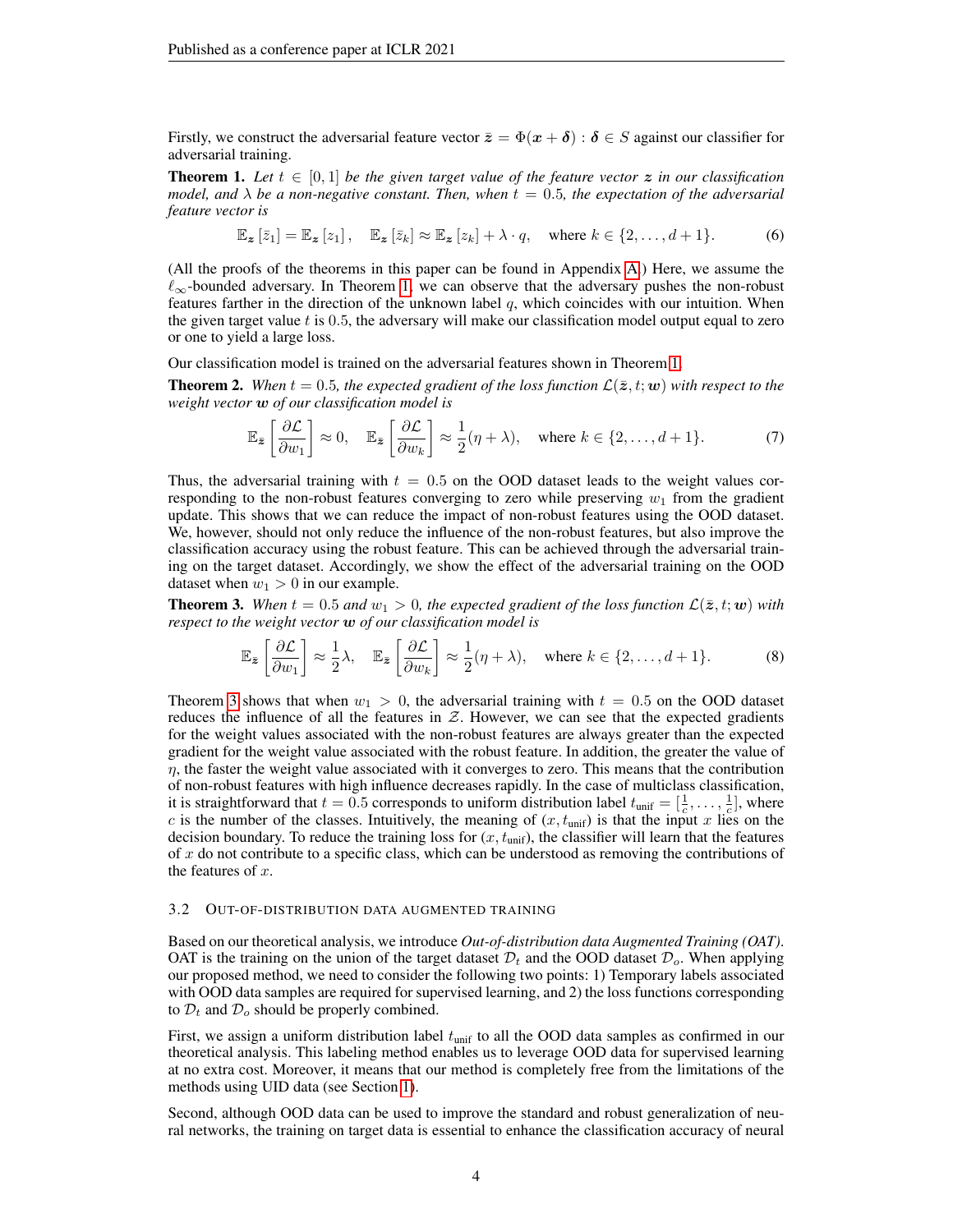Firstly, we construct the adversarial feature vector $\bar{\boldsymbol{z}} = \Phi(\boldsymbol{x} + \boldsymbol{\delta}) : \boldsymbol{\delta} \in S$ against our classifier for adversarial training.

**Theorem 1.** *Let $t \in [0, 1]$ be the given target value of the feature vector $\boldsymbol{z}$ in our classification model, and $\lambda$ be a non-negative constant. Then, when $t = 0.5$, the expectation of the adversarial feature vector is*

$$\mathbb{E}_{\boldsymbol{z}}\left[\bar{z}_1\right] = \mathbb{E}_{\boldsymbol{z}}\left[z_1\right], \quad \mathbb{E}_{\boldsymbol{z}}\left[\bar{z}_k\right] \approx \mathbb{E}_{\boldsymbol{z}}\left[z_k\right] + \lambda \cdot q, \quad \text{where } k \in \{2, \ldots, d+1\}. \tag{6}$$

(All the proofs of the theorems in this paper can be found in Appendix A.) Here, we assume the $\ell_\infty$-bounded adversary. In Theorem 1, we can observe that the adversary pushes the non-robust features farther in the direction of the unknown label $q$, which coincides with our intuition. When the given target value $t$ is 0.5, the adversary will make our classification model output equal to zero or one to yield a large loss.

Our classification model is trained on the adversarial features shown in Theorem 1.

**Theorem 2.** *When $t = 0.5$, the expected gradient of the loss function $\mathcal{L}(\bar{\boldsymbol{z}}, t; \boldsymbol{w})$ with respect to the weight vector $\boldsymbol{w}$ of our classification model is*

$$\mathbb{E}_{\bar{\boldsymbol{z}}}\left[\frac{\partial \mathcal{L}}{\partial w_1}\right] \approx 0, \quad \mathbb{E}_{\bar{\boldsymbol{z}}}\left[\frac{\partial \mathcal{L}}{\partial w_k}\right] \approx \frac{1}{2}(\eta + \lambda), \quad \text{where } k \in \{2, \ldots, d+1\}. \tag{7}$$

Thus, the adversarial training with $t = 0.5$ on the OOD dataset leads to the weight values corresponding to the non-robust features converging to zero while preserving $w_1$ from the gradient update. This shows that we can reduce the impact of non-robust features using the OOD dataset. We, however, should not only reduce the influence of the non-robust features, but also improve the classification accuracy using the robust feature. This can be achieved through the adversarial training on the target dataset. Accordingly, we show the effect of the adversarial training on the OOD dataset when $w_1 > 0$ in our example.

**Theorem 3.** *When $t = 0.5$ and $w_1 > 0$, the expected gradient of the loss function $\mathcal{L}(\bar{\boldsymbol{z}}, t; \boldsymbol{w})$ with respect to the weight vector $\boldsymbol{w}$ of our classification model is*

$$\mathbb{E}_{\bar{\boldsymbol{z}}}\left[\frac{\partial \mathcal{L}}{\partial w_1}\right] \approx \frac{1}{2}\lambda, \quad \mathbb{E}_{\bar{\boldsymbol{z}}}\left[\frac{\partial \mathcal{L}}{\partial w_k}\right] \approx \frac{1}{2}(\eta + \lambda), \quad \text{where } k \in \{2, \ldots, d+1\}. \tag{8}$$

Theorem 3 shows that when $w_1 > 0$, the adversarial training with $t = 0.5$ on the OOD dataset reduces the influence of all the features in $\mathcal{Z}$. However, we can see that the expected gradients for the weight values associated with the non-robust features are always greater than the expected gradient for the weight value associated with the robust feature. In addition, the greater the value of $\eta$, the faster the weight value associated with it converges to zero. This means that the contribution of non-robust features with high influence decreases rapidly. In the case of multiclass classification, it is straightforward that $t = 0.5$ corresponds to uniform distribution label $t_{\text{unif}} = [\frac{1}{c}, \ldots, \frac{1}{c}]$, where $c$ is the number of the classes. Intuitively, the meaning of $(x, t_{\text{unif}})$ is that the input $x$ lies on the decision boundary. To reduce the training loss for $(x, t_{\text{unif}})$, the classifier will learn that the features of $x$ do not contribute to a specific class, which can be understood as removing the contributions of the features of $x$.

### 3.2 Out-of-distribution data augmented training

Based on our theoretical analysis, we introduce *Out-of-distribution data Augmented Training (OAT)*. OAT is the training on the union of the target dataset $\mathcal{D}_t$ and the OOD dataset $\mathcal{D}_o$. When applying our proposed method, we need to consider the following two points: 1) Temporary labels associated with OOD data samples are required for supervised learning, and 2) the loss functions corresponding to $\mathcal{D}_t$ and $\mathcal{D}_o$ should be properly combined.

First, we assign a uniform distribution label $t_{\text{unif}}$ to all the OOD data samples as confirmed in our theoretical analysis. This labeling method enables us to leverage OOD data for supervised learning at no extra cost. Moreover, it means that our method is completely free from the limitations of the methods using UID data (see Section 1).

Second, although OOD data can be used to improve the standard and robust generalization of neural networks, the training on target data is essential to enhance the classification accuracy of neural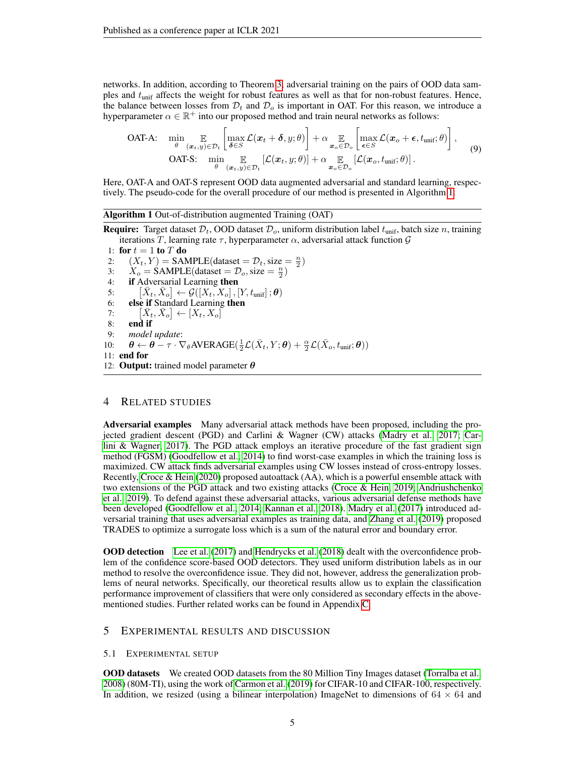networks. In addition, according to Theorem 3, adversarial training on the pairs of OOD data samples and $t_{\text{unif}}$ affects the weight for robust features as well as that for non-robust features. Hence, the balance between losses from $\mathcal{D}_t$ and $\mathcal{D}_o$ is important in OAT. For this reason, we introduce a hyperparameter $\alpha \in \mathbb{R}^+$ into our proposed method and train neural networks as follows:

$$
\begin{aligned}
\text{OAT-A:} \quad & \min_{\theta} \mathop{\mathbb{E}}_{(\boldsymbol{x}_t, y) \in \mathcal{D}_t} \left[ \max_{\boldsymbol{\delta} \in S} \mathcal{L}(\boldsymbol{x}_t + \boldsymbol{\delta}, y; \theta) \right] + \alpha \mathop{\mathbb{E}}_{\boldsymbol{x}_o \in \mathcal{D}_o} \left[ \max_{\boldsymbol{\epsilon} \in S} \mathcal{L}(\boldsymbol{x}_o + \boldsymbol{\epsilon}, t_{\text{unif}}; \theta) \right], \\
\text{OAT-S:} \quad & \min_{\theta} \mathop{\mathbb{E}}_{(\boldsymbol{x}_t, y) \in \mathcal{D}_t} \left[ \mathcal{L}(\boldsymbol{x}_t, y; \theta) \right] + \alpha \mathop{\mathbb{E}}_{\boldsymbol{x}_o \in \mathcal{D}_o} \left[ \mathcal{L}(\boldsymbol{x}_o, t_{\text{unif}}; \theta) \right].
\end{aligned}
\tag{9}
$$

Here, OAT-A and OAT-S represent OOD data augmented adversarial and standard learning, respectively. The pseudo-code for the overall procedure of our method is presented in Algorithm 1.

**Algorithm 1** Out-of-distribution augmented Training (OAT)

**Require:** Target dataset $\mathcal{D}_t$, OOD dataset $\mathcal{D}_o$, uniform distribution label $t_{\text{unif}}$, batch size $n$, training iterations $T$, learning rate $\tau$, hyperparameter $\alpha$, adversarial attack function $\mathcal{G}$

1: **for** $t = 1$ **to** $T$ **do**
2: $\quad (X_t, Y) = \text{SAMPLE}(\text{dataset} = \mathcal{D}_t, \text{size} = \frac{n}{2})$
3: $\quad X_o = \text{SAMPLE}(\text{dataset} = \mathcal{D}_o, \text{size} = \frac{n}{2})$
4: $\quad$ **if** Adversarial Learning **then**
5: $\quad\quad [\bar{X}_t, \bar{X}_o] \leftarrow \mathcal{G}([X_t, X_o], [Y, t_{\text{unif}}]; \boldsymbol{\theta})$
6: $\quad$ **else if** Standard Learning **then**
7: $\quad\quad [\bar{X}_t, \bar{X}_o] \leftarrow [X_t, X_o]$
8: $\quad$ **end if**
9: $\quad$ *model update*:
10: $\quad \boldsymbol{\theta} \leftarrow \boldsymbol{\theta} - \tau \cdot \nabla_{\theta} \text{AVERAGE}(\frac{1}{2}\mathcal{L}(\bar{X}_t, Y; \boldsymbol{\theta}) + \frac{\alpha}{2}\mathcal{L}(\bar{X}_o, t_{\text{unif}}; \boldsymbol{\theta}))$
11: **end for**
12: **Output:** trained model parameter $\boldsymbol{\theta}$

## 4 Related studies

**Adversarial examples** Many adversarial attack methods have been proposed, including the projected gradient descent (PGD) and Carlini & Wagner (CW) attacks (Madry et al., 2017; Carlini & Wagner, 2017). The PGD attack employs an iterative procedure of the fast gradient sign method (FGSM) (Goodfellow et al., 2014) to find worst-case examples in which the training loss is maximized. CW attack finds adversarial examples using CW losses instead of cross-entropy losses. Recently, Croce & Hein (2020) proposed autoattack (AA), which is a powerful ensemble attack with two extensions of the PGD attack and two existing attacks (Croce & Hein, 2019; Andriushchenko et al., 2019). To defend against these adversarial attacks, various adversarial defense methods have been developed (Goodfellow et al., 2014; Kannan et al., 2018). Madry et al. (2017) introduced adversarial training that uses adversarial examples as training data, and Zhang et al. (2019) proposed TRADES to optimize a surrogate loss which is a sum of the natural error and boundary error.

**OOD detection** Lee et al. (2017) and Hendrycks et al. (2018) dealt with the overconfidence problem of the confidence score-based OOD detectors. They used uniform distribution labels as in our method to resolve the overconfidence issue. They did not, however, address the generalization problems of neural networks. Specifically, our theoretical results allow us to explain the classification performance improvement of classifiers that were only considered as secondary effects in the above-mentioned studies. Further related works can be found in Appendix C.

## 5 Experimental results and discussion

### 5.1 Experimental setup

**OOD datasets** We created OOD datasets from the 80 Million Tiny Images dataset (Torralba et al., 2008) (80M-TI), using the work of Carmon et al. (2019) for CIFAR-10 and CIFAR-100, respectively. In addition, we resized (using a bilinear interpolation) ImageNet to dimensions of $64 \times 64$ and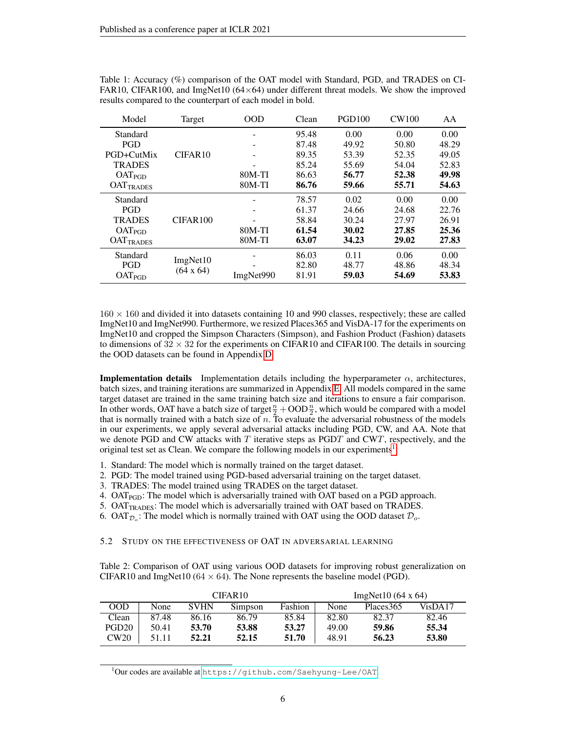Table 1: Accuracy (%) comparison of the OAT model with Standard, PGD, and TRADES on CIFAR10, CIFAR100, and ImgNet10 (64×64) under different threat models. We show the improved results compared to the counterpart of each model in bold.

| Model | Target | OOD | Clean | PGD100 | CW100 | AA |
|---|---|---|---|---|---|---|
| Standard | CIFAR10 | - | 95.48 | 0.00 | 0.00 | 0.00 |
| PGD | | - | 87.48 | 49.92 | 50.80 | 48.29 |
| PGD+CutMix | | - | 89.35 | 53.39 | 52.35 | 49.05 |
| TRADES | | - | 85.24 | 55.69 | 54.04 | 52.83 |
| $\text{OAT}_{\text{PGD}}$ | | 80M-TI | 86.63 | **56.77** | **52.38** | **49.98** |
| $\text{OAT}_{\text{TRADES}}$ | | 80M-TI | **86.76** | **59.66** | **55.71** | **54.63** |
| Standard | CIFAR100 | - | 78.57 | 0.02 | 0.00 | 0.00 |
| PGD | | - | 61.37 | 24.66 | 24.68 | 22.76 |
| TRADES | | - | 58.84 | 30.24 | 27.97 | 26.91 |
| $\text{OAT}_{\text{PGD}}$ | | 80M-TI | **61.54** | **30.02** | **27.85** | **25.36** |
| $\text{OAT}_{\text{TRADES}}$ | | 80M-TI | **63.07** | **34.23** | **29.02** | **27.83** |
| Standard | ImgNet10 (64 x 64) | - | 86.03 | 0.11 | 0.06 | 0.00 |
| PGD | | - | 82.80 | 48.77 | 48.86 | 48.34 |
| $\text{OAT}_{\text{PGD}}$ | | ImgNet990 | 81.91 | **59.03** | **54.69** | **53.83** |

$160 \times 160$ and divided it into datasets containing 10 and 990 classes, respectively; these are called ImgNet10 and ImgNet990. Furthermore, we resized Places365 and VisDA-17 for the experiments on ImgNet10 and cropped the Simpson Characters (Simpson), and Fashion Product (Fashion) datasets to dimensions of $32 \times 32$ for the experiments on CIFAR10 and CIFAR100. The details in sourcing the OOD datasets can be found in Appendix D.

**Implementation details** Implementation details including the hyperparameter $\alpha$, architectures, batch sizes, and training iterations are summarized in Appendix E. All models compared in the same target dataset are trained in the same training batch size and iterations to ensure a fair comparison. In other words, OAT have a batch size of target$\frac{n}{2}$ + OOD$\frac{n}{2}$, which would be compared with a model that is normally trained with a batch size of $n$. To evaluate the adversarial robustness of the models in our experiments, we apply several adversarial attacks including PGD, CW, and AA. Note that we denote PGD and CW attacks with $T$ iterative steps as PGD$T$ and CW$T$, respectively, and the original test set as Clean. We compare the following models in our experiments[1].

1. Standard: The model which is normally trained on the target dataset.
2. PGD: The model trained using PGD-based adversarial training on the target dataset.
3. TRADES: The model trained using TRADES on the target dataset.
4. $\text{OAT}_{\text{PGD}}$: The model which is adversarially trained with OAT based on a PGD approach.
5. $\text{OAT}_{\text{TRADES}}$: The model which is adversarially trained with OAT based on TRADES.
6. $\text{OAT}_{\mathcal{D}_o}$: The model which is normally trained with OAT using the OOD dataset $\mathcal{D}_o$.

### 5.2 Study on the effectiveness of OAT in adversarial learning

Table 2: Comparison of OAT using various OOD datasets for improving robust generalization on CIFAR10 and ImgNet10 (64 × 64). The None represents the baseline model (PGD).

| | CIFAR10 | | | | ImgNet10 (64 x 64) | | |
|---|---|---|---|---|---|---|---|
| OOD | None | SVHN | Simpson | Fashion | None | Places365 | VisDA17 |
| Clean | 87.48 | 86.16 | 86.79 | 85.84 | 82.80 | 82.37 | 82.46 |
| PGD20 | 50.41 | **53.70** | **53.88** | **53.27** | 49.00 | **59.86** | **55.34** |
| CW20 | 51.11 | **52.21** | **52.15** | **51.70** | 48.91 | **56.23** | **53.80** |

[1] Our codes are available at https://github.com/Saehyung-Lee/OAT.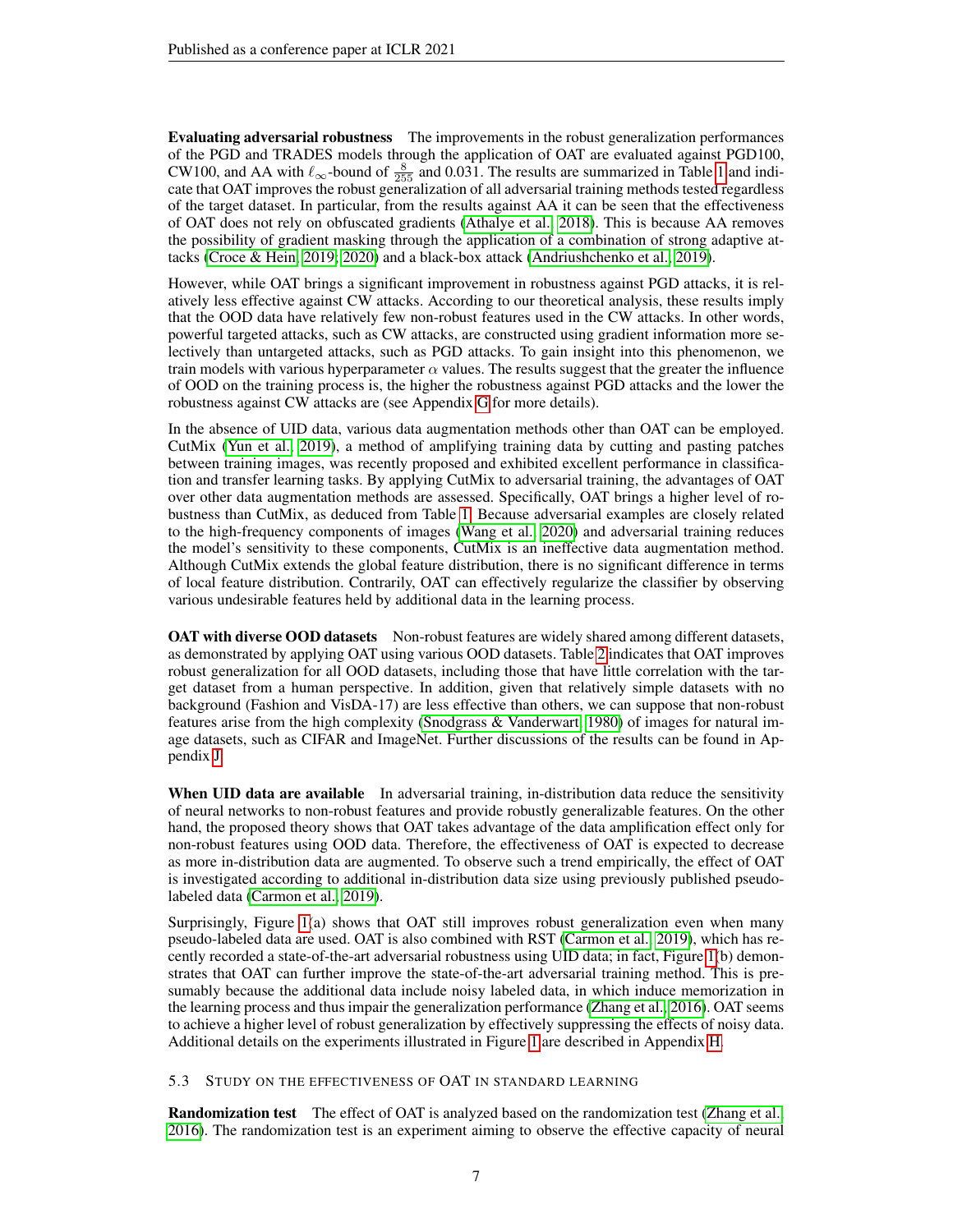**Evaluating adversarial robustness** The improvements in the robust generalization performances of the PGD and TRADES models through the application of OAT are evaluated against PGD100, CW100, and AA with $\ell_\infty$-bound of $\frac{8}{255}$ and 0.031. The results are summarized in Table 1 and indicate that OAT improves the robust generalization of all adversarial training methods tested regardless of the target dataset. In particular, from the results against AA it can be seen that the effectiveness of OAT does not rely on obfuscated gradients (Athalye et al., 2018). This is because AA removes the possibility of gradient masking through the application of a combination of strong adaptive attacks (Croce & Hein, 2019; 2020) and a black-box attack (Andriushchenko et al., 2019).

However, while OAT brings a significant improvement in robustness against PGD attacks, it is relatively less effective against CW attacks. According to our theoretical analysis, these results imply that the OOD data have relatively few non-robust features used in the CW attacks. In other words, powerful targeted attacks, such as CW attacks, are constructed using gradient information more selectively than untargeted attacks, such as PGD attacks. To gain insight into this phenomenon, we train models with various hyperparameter $\alpha$ values. The results suggest that the greater the influence of OOD on the training process is, the higher the robustness against PGD attacks and the lower the robustness against CW attacks are (see Appendix G for more details).

In the absence of UID data, various data augmentation methods other than OAT can be employed. CutMix (Yun et al., 2019), a method of amplifying training data by cutting and pasting patches between training images, was recently proposed and exhibited excellent performance in classification and transfer learning tasks. By applying CutMix to adversarial training, the advantages of OAT over other data augmentation methods are assessed. Specifically, OAT brings a higher level of robustness than CutMix, as deduced from Table 1. Because adversarial examples are closely related to the high-frequency components of images (Wang et al., 2020) and adversarial training reduces the model's sensitivity to these components, CutMix is an ineffective data augmentation method. Although CutMix extends the global feature distribution, there is no significant difference in terms of local feature distribution. Contrarily, OAT can effectively regularize the classifier by observing various undesirable features held by additional data in the learning process.

**OAT with diverse OOD datasets** Non-robust features are widely shared among different datasets, as demonstrated by applying OAT using various OOD datasets. Table 2 indicates that OAT improves robust generalization for all OOD datasets, including those that have little correlation with the target dataset from a human perspective. In addition, given that relatively simple datasets with no background (Fashion and VisDA-17) are less effective than others, we can suppose that non-robust features arise from the high complexity (Snodgrass & Vanderwart, 1980) of images for natural image datasets, such as CIFAR and ImageNet. Further discussions of the results can be found in Appendix J.

**When UID data are available** In adversarial training, in-distribution data reduce the sensitivity of neural networks to non-robust features and provide robustly generalizable features. On the other hand, the proposed theory shows that OAT takes advantage of the data amplification effect only for non-robust features using OOD data. Therefore, the effectiveness of OAT is expected to decrease as more in-distribution data are augmented. To observe such a trend empirically, the effect of OAT is investigated according to additional in-distribution data size using previously published pseudo-labeled data (Carmon et al., 2019).

Surprisingly, Figure 1(a) shows that OAT still improves robust generalization even when many pseudo-labeled data are used. OAT is also combined with RST (Carmon et al., 2019), which has recently recorded a state-of-the-art adversarial robustness using UID data; in fact, Figure 1(b) demonstrates that OAT can further improve the state-of-the-art adversarial training method. This is presumably because the additional data include noisy labeled data, in which induce memorization in the learning process and thus impair the generalization performance (Zhang et al., 2016). OAT seems to achieve a higher level of robust generalization by effectively suppressing the effects of noisy data. Additional details on the experiments illustrated in Figure 1 are described in Appendix H.

### 5.3 Study on the effectiveness of OAT in standard learning

**Randomization test** The effect of OAT is analyzed based on the randomization test (Zhang et al., 2016). The randomization test is an experiment aiming to observe the effective capacity of neural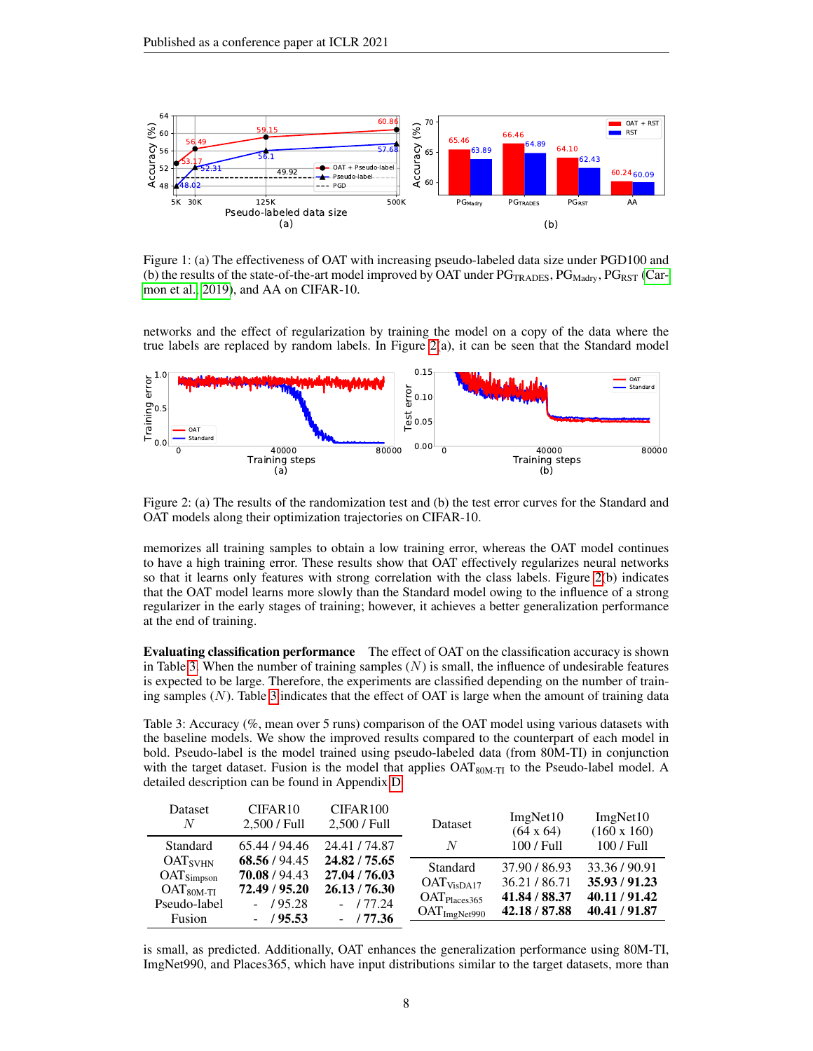Figure 1: (a) The effectiveness of OAT with increasing pseudo-labeled data size under PGD100 and (b) the results of the state-of-the-art model improved by OAT under $PG_{TRADES}$, $PG_{Madry}$, $PG_{RST}$ (Carmon et al., 2019), and AA on CIFAR-10.

networks and the effect of regularization by training the model on a copy of the data where the true labels are replaced by random labels. In Figure 2(a), it can be seen that the Standard model

Figure 2: (a) The results of the randomization test and (b) the test error curves for the Standard and OAT models along their optimization trajectories on CIFAR-10.

memorizes all training samples to obtain a low training error, whereas the OAT model continues to have a high training error. These results show that OAT effectively regularizes neural networks so that it learns only features with strong correlation with the class labels. Figure 2(b) indicates that the OAT model learns more slowly than the Standard model owing to the influence of a strong regularizer in the early stages of training; however, it achieves a better generalization performance at the end of training.

**Evaluating classification performance** The effect of OAT on the classification accuracy is shown in Table 3. When the number of training samples ($N$) is small, the influence of undesirable features is expected to be large. Therefore, the experiments are classified depending on the number of training samples ($N$). Table 3 indicates that the effect of OAT is large when the amount of training data is small, as predicted. Additionally, OAT enhances the generalization performance using 80M-TI, ImgNet990, and Places365, which have input distributions similar to the target datasets, more than

Table 3: Accuracy (%, mean over 5 runs) comparison of the OAT model using various datasets with the baseline models. We show the improved results compared to the counterpart of each model in bold. Pseudo-label is the model trained using pseudo-labeled data (from 80M-TI) in conjunction with the target dataset. Fusion is the model that applies $OAT_{80M\text{-}TI}$ to the Pseudo-label model. A detailed description can be found in Appendix D.

| Dataset | CIFAR10 | CIFAR100 |
|---|---|---|
| $N$ | 2,500 / Full | 2,500 / Full |
| Standard | 65.44 / 94.46 | 24.41 / 74.87 |
| $OAT_{SVHN}$ | **68.56** / 94.45 | **24.82** / **75.65** |
| $OAT_{Simpson}$ | **70.08** / 94.43 | **27.04** / **76.03** |
| $OAT_{80M\text{-}TI}$ | **72.49** / **95.20** | **26.13** / **76.30** |
| Pseudo-label | - / 95.28 | - / 77.24 |
| Fusion | - / **95.53** | - / **77.36** |

| Dataset | ImgNet10 (64 x 64) | ImgNet10 (160 x 160) |
|---|---|---|
| $N$ | 100 / Full | 100 / Full |
| Standard | 37.90 / 86.93 | 33.36 / 90.91 |
| $OAT_{VisDA17}$ | 36.21 / 86.71 | **35.93** / **91.23** |
| $OAT_{Places365}$ | **41.84** / **88.37** | **40.11** / **91.42** |
| $OAT_{ImgNet990}$ | **42.18** / **87.88** | **40.41** / **91.87** |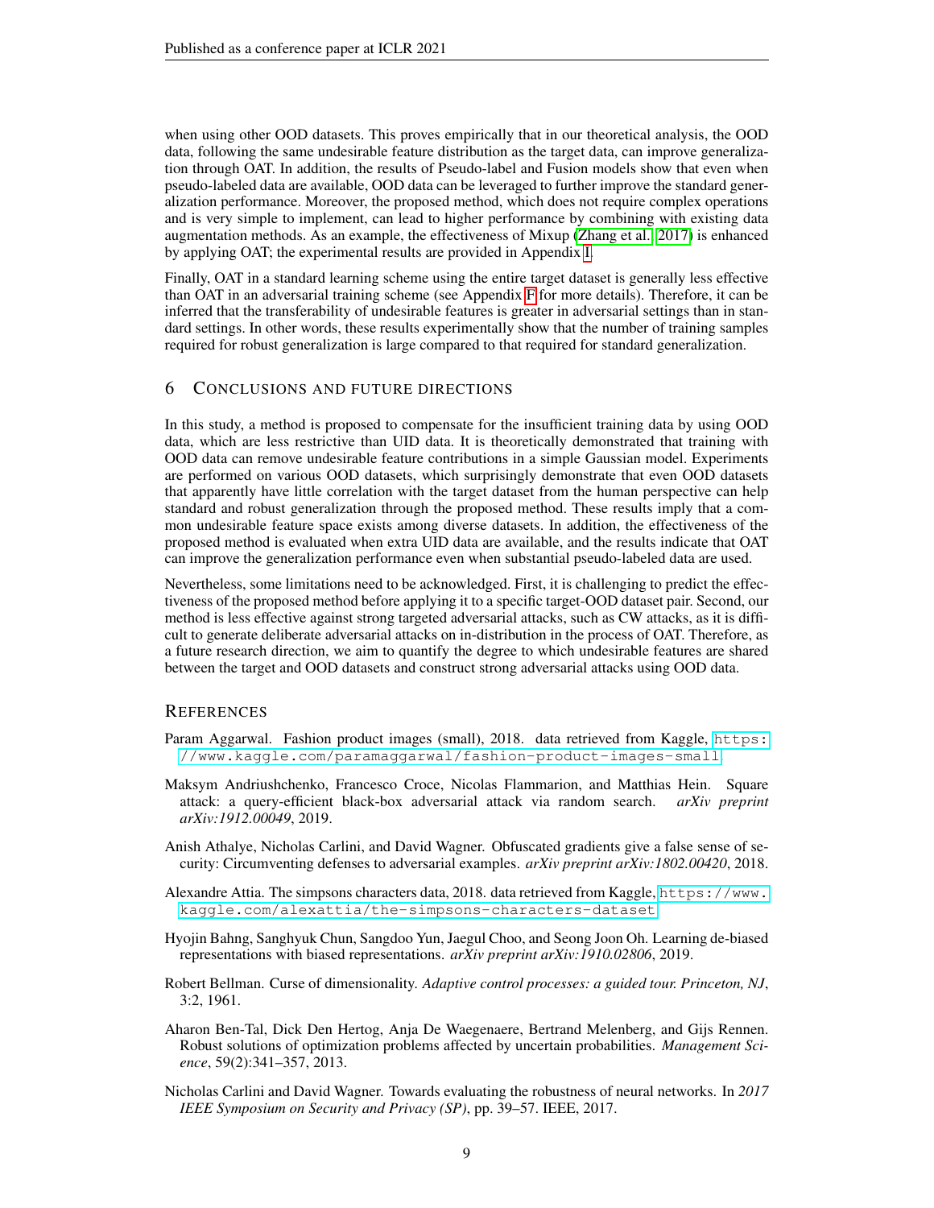when using other OOD datasets. This proves empirically that in our theoretical analysis, the OOD data, following the same undesirable feature distribution as the target data, can improve generalization through OAT. In addition, the results of Pseudo-label and Fusion models show that even when pseudo-labeled data are available, OOD data can be leveraged to further improve the standard generalization performance. Moreover, the proposed method, which does not require complex operations and is very simple to implement, can lead to higher performance by combining with existing data augmentation methods. As an example, the effectiveness of Mixup (Zhang et al., 2017) is enhanced by applying OAT; the experimental results are provided in Appendix I.

Finally, OAT in a standard learning scheme using the entire target dataset is generally less effective than OAT in an adversarial training scheme (see Appendix F for more details). Therefore, it can be inferred that the transferability of undesirable features is greater in adversarial settings than in standard settings. In other words, these results experimentally show that the number of training samples required for robust generalization is large compared to that required for standard generalization.

## 6 Conclusions and Future Directions

In this study, a method is proposed to compensate for the insufficient training data by using OOD data, which are less restrictive than UID data. It is theoretically demonstrated that training with OOD data can remove undesirable feature contributions in a simple Gaussian model. Experiments are performed on various OOD datasets, which surprisingly demonstrate that even OOD datasets that apparently have little correlation with the target dataset from the human perspective can help standard and robust generalization through the proposed method. These results imply that a common undesirable feature space exists among diverse datasets. In addition, the effectiveness of the proposed method is evaluated when extra UID data are available, and the results indicate that OAT can improve the generalization performance even when substantial pseudo-labeled data are used.

Nevertheless, some limitations need to be acknowledged. First, it is challenging to predict the effectiveness of the proposed method before applying it to a specific target-OOD dataset pair. Second, our method is less effective against strong targeted adversarial attacks, such as CW attacks, as it is difficult to generate deliberate adversarial attacks on in-distribution in the process of OAT. Therefore, as a future research direction, we aim to quantify the degree to which undesirable features are shared between the target and OOD datasets and construct strong adversarial attacks using OOD data.

## References

Param Aggarwal. Fashion product images (small), 2018. data retrieved from Kaggle, https://www.kaggle.com/paramaggarwal/fashion-product-images-small.

Maksym Andriushchenko, Francesco Croce, Nicolas Flammarion, and Matthias Hein. Square attack: a query-efficient black-box adversarial attack via random search. *arXiv preprint arXiv:1912.00049*, 2019.

Anish Athalye, Nicholas Carlini, and David Wagner. Obfuscated gradients give a false sense of security: Circumventing defenses to adversarial examples. *arXiv preprint arXiv:1802.00420*, 2018.

Alexandre Attia. The simpsons characters data, 2018. data retrieved from Kaggle, https://www.kaggle.com/alexattia/the-simpsons-characters-dataset.

Hyojin Bahng, Sanghyuk Chun, Sangdoo Yun, Jaegul Choo, and Seong Joon Oh. Learning de-biased representations with biased representations. *arXiv preprint arXiv:1910.02806*, 2019.

Robert Bellman. Curse of dimensionality. *Adaptive control processes: a guided tour. Princeton, NJ*, 3:2, 1961.

Aharon Ben-Tal, Dick Den Hertog, Anja De Waegenaere, Bertrand Melenberg, and Gijs Rennen. Robust solutions of optimization problems affected by uncertain probabilities. *Management Science*, 59(2):341–357, 2013.

Nicholas Carlini and David Wagner. Towards evaluating the robustness of neural networks. In *2017 IEEE Symposium on Security and Privacy (SP)*, pp. 39–57. IEEE, 2017.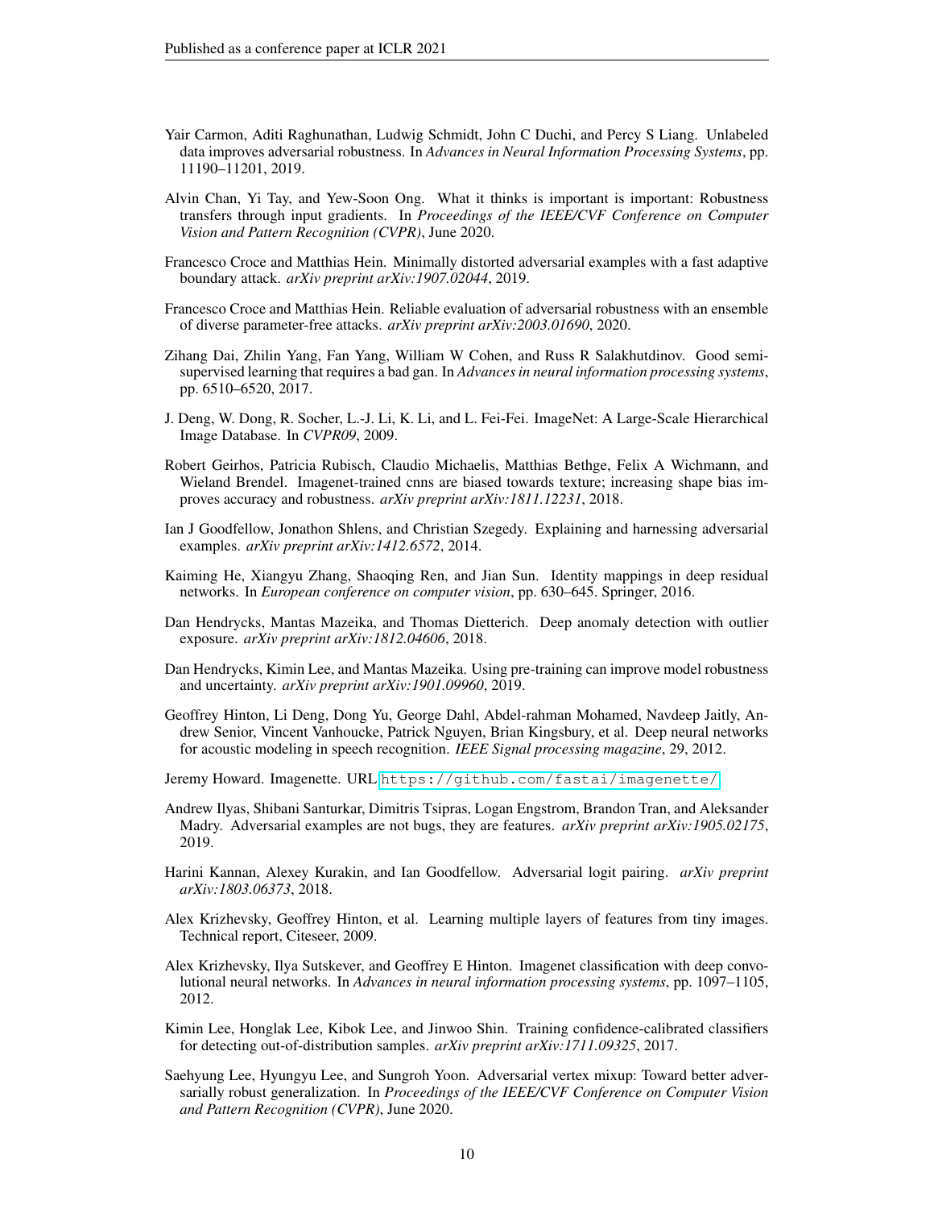Yair Carmon, Aditi Raghunathan, Ludwig Schmidt, John C Duchi, and Percy S Liang. Unlabeled data improves adversarial robustness. In *Advances in Neural Information Processing Systems*, pp. 11190–11201, 2019.

Alvin Chan, Yi Tay, and Yew-Soon Ong. What it thinks is important is important: Robustness transfers through input gradients. In *Proceedings of the IEEE/CVF Conference on Computer Vision and Pattern Recognition (CVPR)*, June 2020.

Francesco Croce and Matthias Hein. Minimally distorted adversarial examples with a fast adaptive boundary attack. *arXiv preprint arXiv:1907.02044*, 2019.

Francesco Croce and Matthias Hein. Reliable evaluation of adversarial robustness with an ensemble of diverse parameter-free attacks. *arXiv preprint arXiv:2003.01690*, 2020.

Zihang Dai, Zhilin Yang, Fan Yang, William W Cohen, and Russ R Salakhutdinov. Good semi-supervised learning that requires a bad gan. In *Advances in neural information processing systems*, pp. 6510–6520, 2017.

J. Deng, W. Dong, R. Socher, L.-J. Li, K. Li, and L. Fei-Fei. ImageNet: A Large-Scale Hierarchical Image Database. In *CVPR09*, 2009.

Robert Geirhos, Patricia Rubisch, Claudio Michaelis, Matthias Bethge, Felix A Wichmann, and Wieland Brendel. Imagenet-trained cnns are biased towards texture; increasing shape bias improves accuracy and robustness. *arXiv preprint arXiv:1811.12231*, 2018.

Ian J Goodfellow, Jonathon Shlens, and Christian Szegedy. Explaining and harnessing adversarial examples. *arXiv preprint arXiv:1412.6572*, 2014.

Kaiming He, Xiangyu Zhang, Shaoqing Ren, and Jian Sun. Identity mappings in deep residual networks. In *European conference on computer vision*, pp. 630–645. Springer, 2016.

Dan Hendrycks, Mantas Mazeika, and Thomas Dietterich. Deep anomaly detection with outlier exposure. *arXiv preprint arXiv:1812.04606*, 2018.

Dan Hendrycks, Kimin Lee, and Mantas Mazeika. Using pre-training can improve model robustness and uncertainty. *arXiv preprint arXiv:1901.09960*, 2019.

Geoffrey Hinton, Li Deng, Dong Yu, George Dahl, Abdel-rahman Mohamed, Navdeep Jaitly, Andrew Senior, Vincent Vanhoucke, Patrick Nguyen, Brian Kingsbury, et al. Deep neural networks for acoustic modeling in speech recognition. *IEEE Signal processing magazine*, 29, 2012.

Jeremy Howard. Imagenette. URL https://github.com/fastai/imagenette/.

Andrew Ilyas, Shibani Santurkar, Dimitris Tsipras, Logan Engstrom, Brandon Tran, and Aleksander Madry. Adversarial examples are not bugs, they are features. *arXiv preprint arXiv:1905.02175*, 2019.

Harini Kannan, Alexey Kurakin, and Ian Goodfellow. Adversarial logit pairing. *arXiv preprint arXiv:1803.06373*, 2018.

Alex Krizhevsky, Geoffrey Hinton, et al. Learning multiple layers of features from tiny images. Technical report, Citeseer, 2009.

Alex Krizhevsky, Ilya Sutskever, and Geoffrey E Hinton. Imagenet classification with deep convolutional neural networks. In *Advances in neural information processing systems*, pp. 1097–1105, 2012.

Kimin Lee, Honglak Lee, Kibok Lee, and Jinwoo Shin. Training confidence-calibrated classifiers for detecting out-of-distribution samples. *arXiv preprint arXiv:1711.09325*, 2017.

Saehyung Lee, Hyungyu Lee, and Sungroh Yoon. Adversarial vertex mixup: Toward better adversarially robust generalization. In *Proceedings of the IEEE/CVF Conference on Computer Vision and Pattern Recognition (CVPR)*, June 2020.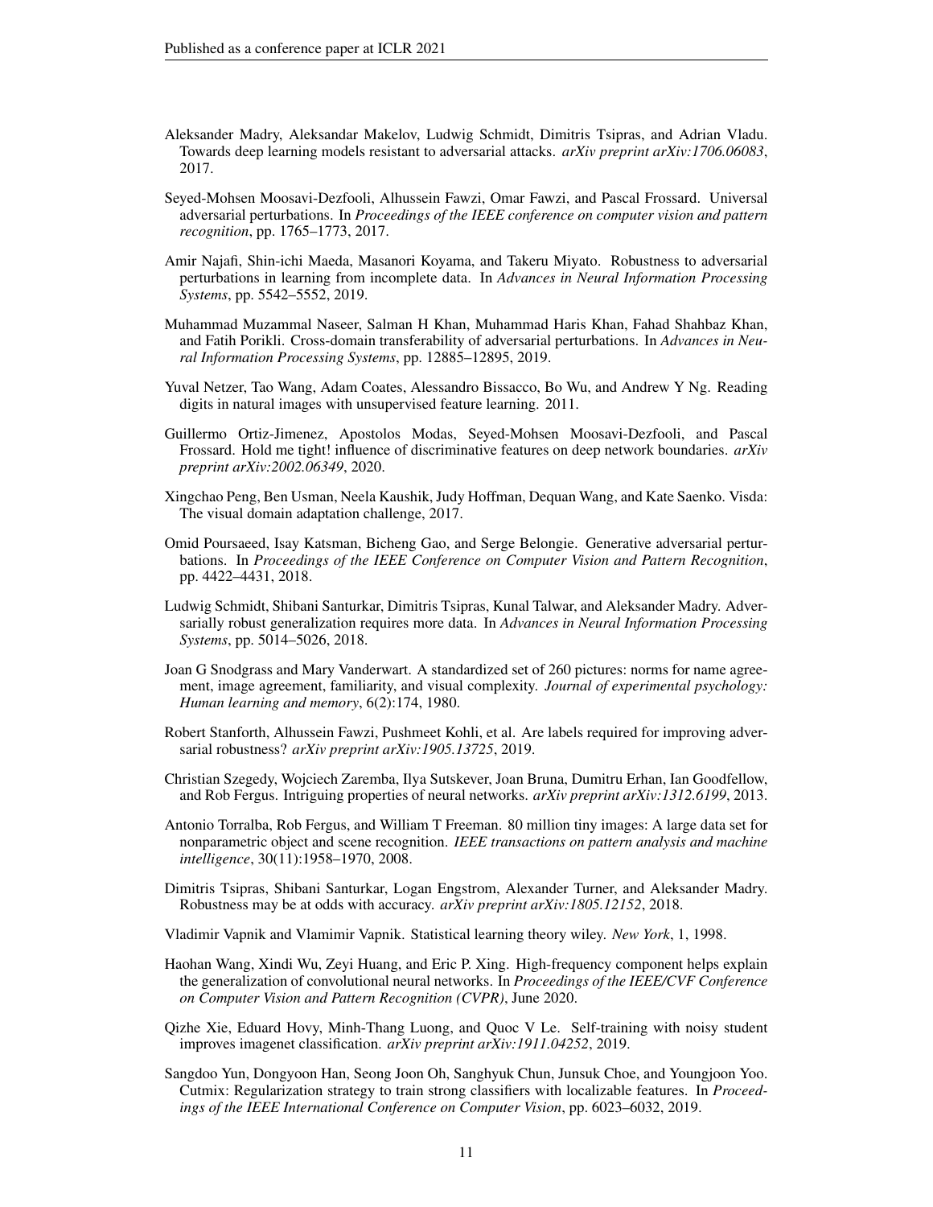Aleksander Madry, Aleksandar Makelov, Ludwig Schmidt, Dimitris Tsipras, and Adrian Vladu. Towards deep learning models resistant to adversarial attacks. *arXiv preprint arXiv:1706.06083*, 2017.

Seyed-Mohsen Moosavi-Dezfooli, Alhussein Fawzi, Omar Fawzi, and Pascal Frossard. Universal adversarial perturbations. In *Proceedings of the IEEE conference on computer vision and pattern recognition*, pp. 1765–1773, 2017.

Amir Najafi, Shin-ichi Maeda, Masanori Koyama, and Takeru Miyato. Robustness to adversarial perturbations in learning from incomplete data. In *Advances in Neural Information Processing Systems*, pp. 5542–5552, 2019.

Muhammad Muzammal Naseer, Salman H Khan, Muhammad Haris Khan, Fahad Shahbaz Khan, and Fatih Porikli. Cross-domain transferability of adversarial perturbations. In *Advances in Neural Information Processing Systems*, pp. 12885–12895, 2019.

Yuval Netzer, Tao Wang, Adam Coates, Alessandro Bissacco, Bo Wu, and Andrew Y Ng. Reading digits in natural images with unsupervised feature learning. 2011.

Guillermo Ortiz-Jimenez, Apostolos Modas, Seyed-Mohsen Moosavi-Dezfooli, and Pascal Frossard. Hold me tight! influence of discriminative features on deep network boundaries. *arXiv preprint arXiv:2002.06349*, 2020.

Xingchao Peng, Ben Usman, Neela Kaushik, Judy Hoffman, Dequan Wang, and Kate Saenko. Visda: The visual domain adaptation challenge, 2017.

Omid Poursaeed, Isay Katsman, Bicheng Gao, and Serge Belongie. Generative adversarial perturbations. In *Proceedings of the IEEE Conference on Computer Vision and Pattern Recognition*, pp. 4422–4431, 2018.

Ludwig Schmidt, Shibani Santurkar, Dimitris Tsipras, Kunal Talwar, and Aleksander Madry. Adversarially robust generalization requires more data. In *Advances in Neural Information Processing Systems*, pp. 5014–5026, 2018.

Joan G Snodgrass and Mary Vanderwart. A standardized set of 260 pictures: norms for name agreement, image agreement, familiarity, and visual complexity. *Journal of experimental psychology: Human learning and memory*, 6(2):174, 1980.

Robert Stanforth, Alhussein Fawzi, Pushmeet Kohli, et al. Are labels required for improving adversarial robustness? *arXiv preprint arXiv:1905.13725*, 2019.

Christian Szegedy, Wojciech Zaremba, Ilya Sutskever, Joan Bruna, Dumitru Erhan, Ian Goodfellow, and Rob Fergus. Intriguing properties of neural networks. *arXiv preprint arXiv:1312.6199*, 2013.

Antonio Torralba, Rob Fergus, and William T Freeman. 80 million tiny images: A large data set for nonparametric object and scene recognition. *IEEE transactions on pattern analysis and machine intelligence*, 30(11):1958–1970, 2008.

Dimitris Tsipras, Shibani Santurkar, Logan Engstrom, Alexander Turner, and Aleksander Madry. Robustness may be at odds with accuracy. *arXiv preprint arXiv:1805.12152*, 2018.

Vladimir Vapnik and Vlamimir Vapnik. Statistical learning theory wiley. *New York*, 1, 1998.

Haohan Wang, Xindi Wu, Zeyi Huang, and Eric P. Xing. High-frequency component helps explain the generalization of convolutional neural networks. In *Proceedings of the IEEE/CVF Conference on Computer Vision and Pattern Recognition (CVPR)*, June 2020.

Qizhe Xie, Eduard Hovy, Minh-Thang Luong, and Quoc V Le. Self-training with noisy student improves imagenet classification. *arXiv preprint arXiv:1911.04252*, 2019.

Sangdoo Yun, Dongyoon Han, Seong Joon Oh, Sanghyuk Chun, Junsuk Choe, and Youngjoon Yoo. Cutmix: Regularization strategy to train strong classifiers with localizable features. In *Proceedings of the IEEE International Conference on Computer Vision*, pp. 6023–6032, 2019.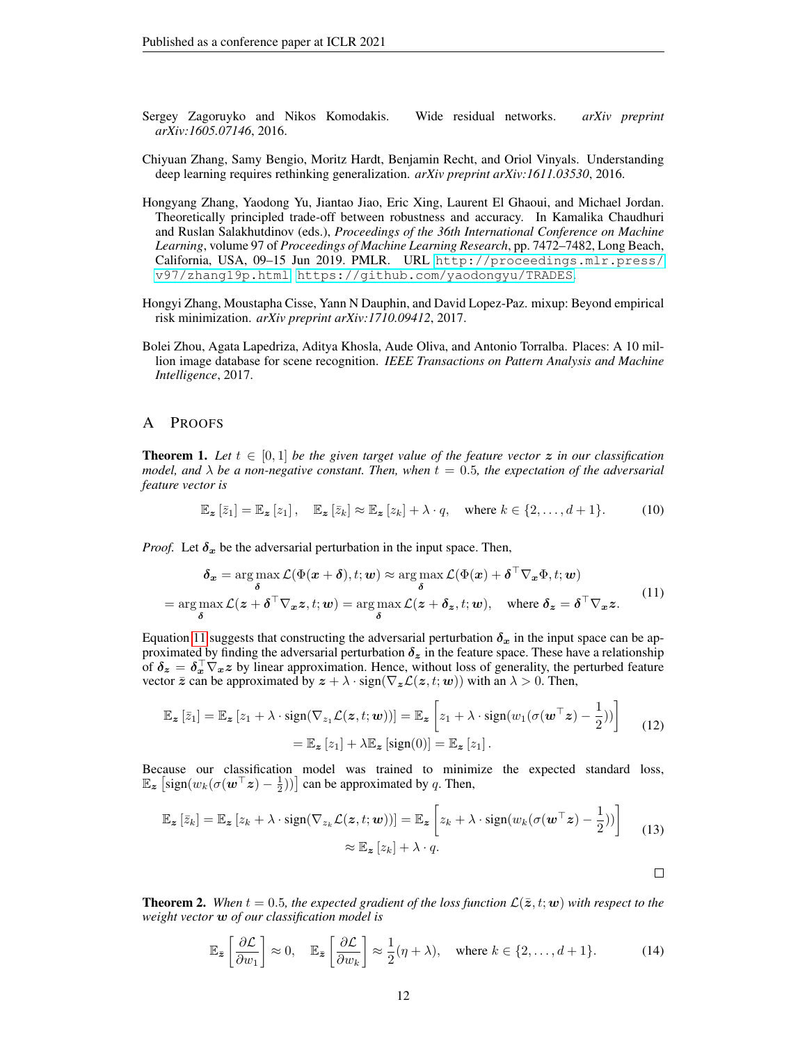Sergey Zagoruyko and Nikos Komodakis. Wide residual networks. *arXiv preprint arXiv:1605.07146*, 2016.

Chiyuan Zhang, Samy Bengio, Moritz Hardt, Benjamin Recht, and Oriol Vinyals. Understanding deep learning requires rethinking generalization. *arXiv preprint arXiv:1611.03530*, 2016.

Hongyang Zhang, Yaodong Yu, Jiantao Jiao, Eric Xing, Laurent El Ghaoui, and Michael Jordan. Theoretically principled trade-off between robustness and accuracy. In Kamalika Chaudhuri and Ruslan Salakhutdinov (eds.), *Proceedings of the 36th International Conference on Machine Learning*, volume 97 of *Proceedings of Machine Learning Research*, pp. 7472–7482, Long Beach, California, USA, 09–15 Jun 2019. PMLR. URL http://proceedings.mlr.press/v97/zhang19p.html. https://github.com/yaodongyu/TRADES.

Hongyi Zhang, Moustapha Cisse, Yann N Dauphin, and David Lopez-Paz. mixup: Beyond empirical risk minimization. *arXiv preprint arXiv:1710.09412*, 2017.

Bolei Zhou, Agata Lapedriza, Aditya Khosla, Aude Oliva, and Antonio Torralba. Places: A 10 million image database for scene recognition. *IEEE Transactions on Pattern Analysis and Machine Intelligence*, 2017.

# A Proofs

**Theorem 1.** *Let $t \in [0, 1]$ be the given target value of the feature vector $\boldsymbol{z}$ in our classification model, and $\lambda$ be a non-negative constant. Then, when $t = 0.5$, the expectation of the adversarial feature vector is*

$$\mathbb{E}_{\boldsymbol{z}}\left[\bar{z}_1\right] = \mathbb{E}_{\boldsymbol{z}}\left[z_1\right], \quad \mathbb{E}_{\boldsymbol{z}}\left[\bar{z}_k\right] \approx \mathbb{E}_{\boldsymbol{z}}\left[z_k\right] + \lambda \cdot q, \quad \text{where } k \in \{2, \ldots, d+1\}. \tag{10}$$

*Proof.* Let $\boldsymbol{\delta_x}$ be the adversarial perturbation in the input space. Then,

$$\begin{aligned}\boldsymbol{\delta_x} &= \arg\max_{\boldsymbol{\delta}} \mathcal{L}(\Phi(\boldsymbol{x} + \boldsymbol{\delta}), t; \boldsymbol{w}) \approx \arg\max_{\boldsymbol{\delta}} \mathcal{L}(\Phi(\boldsymbol{x}) + \boldsymbol{\delta}^\top \nabla_{\boldsymbol{x}} \Phi, t; \boldsymbol{w}) \\ &= \arg\max_{\boldsymbol{\delta}} \mathcal{L}(\boldsymbol{z} + \boldsymbol{\delta}^\top \nabla_{\boldsymbol{x}} \boldsymbol{z}, t; \boldsymbol{w}) = \arg\max_{\boldsymbol{\delta}} \mathcal{L}(\boldsymbol{z} + \boldsymbol{\delta_z}, t; \boldsymbol{w}), \quad \text{where } \boldsymbol{\delta_z} = \boldsymbol{\delta}^\top \nabla_{\boldsymbol{x}} \boldsymbol{z}.\end{aligned} \tag{11}$$

Equation 11 suggests that constructing the adversarial perturbation $\boldsymbol{\delta_x}$ in the input space can be approximated by finding the adversarial perturbation $\boldsymbol{\delta_z}$ in the feature space. These have a relationship of $\boldsymbol{\delta_z} = \boldsymbol{\delta_x}^\top \nabla_{\boldsymbol{x}} \boldsymbol{z}$ by linear approximation. Hence, without loss of generality, the perturbed feature vector $\bar{\boldsymbol{z}}$ can be approximated by $\boldsymbol{z} + \lambda \cdot \text{sign}(\nabla_{\boldsymbol{z}} \mathcal{L}(\boldsymbol{z}, t; \boldsymbol{w}))$ with an $\lambda > 0$. Then,

$$\begin{aligned}\mathbb{E}_{\boldsymbol{z}}\left[\bar{z}_1\right] &= \mathbb{E}_{\boldsymbol{z}}\left[z_1 + \lambda \cdot \text{sign}(\nabla_{z_1} \mathcal{L}(\boldsymbol{z}, t; \boldsymbol{w}))\right] = \mathbb{E}_{\boldsymbol{z}}\left[z_1 + \lambda \cdot \text{sign}(w_1(\sigma(\boldsymbol{w}^\top \boldsymbol{z}) - \frac{1}{2}))\right] \\ &= \mathbb{E}_{\boldsymbol{z}}\left[z_1\right] + \lambda \mathbb{E}_{\boldsymbol{z}}\left[\text{sign}(0)\right] = \mathbb{E}_{\boldsymbol{z}}\left[z_1\right].\end{aligned} \tag{12}$$

Because our classification model was trained to minimize the expected standard loss, $\mathbb{E}_{\boldsymbol{z}}\left[\text{sign}(w_k(\sigma(\boldsymbol{w}^\top \boldsymbol{z}) - \frac{1}{2}))\right]$ can be approximated by $q$. Then,

$$\begin{aligned}\mathbb{E}_{\boldsymbol{z}}\left[\bar{z}_k\right] &= \mathbb{E}_{\boldsymbol{z}}\left[z_k + \lambda \cdot \text{sign}(\nabla_{z_k} \mathcal{L}(\boldsymbol{z}, t; \boldsymbol{w}))\right] = \mathbb{E}_{\boldsymbol{z}}\left[z_k + \lambda \cdot \text{sign}(w_k(\sigma(\boldsymbol{w}^\top \boldsymbol{z}) - \frac{1}{2}))\right] \\ &\approx \mathbb{E}_{\boldsymbol{z}}\left[z_k\right] + \lambda \cdot q.\end{aligned} \tag{13}$$

□

**Theorem 2.** *When $t = 0.5$, the expected gradient of the loss function $\mathcal{L}(\bar{\boldsymbol{z}}, t; \boldsymbol{w})$ with respect to the weight vector $\boldsymbol{w}$ of our classification model is*

$$\mathbb{E}_{\bar{\boldsymbol{z}}}\left[\frac{\partial \mathcal{L}}{\partial w_1}\right] \approx 0, \quad \mathbb{E}_{\bar{\boldsymbol{z}}}\left[\frac{\partial \mathcal{L}}{\partial w_k}\right] \approx \frac{1}{2}(\eta + \lambda), \quad \text{where } k \in \{2, \ldots, d+1\}. \tag{14}$$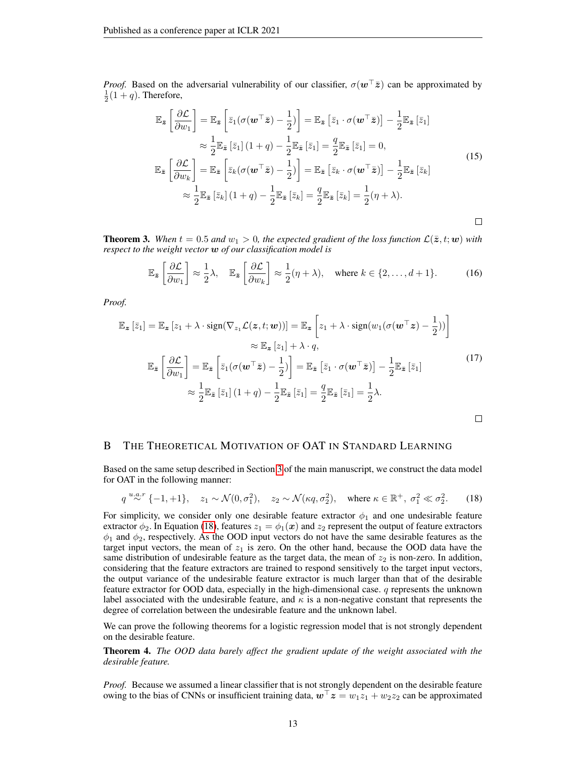*Proof.* Based on the adversarial vulnerability of our classifier, $\sigma(\boldsymbol{w}^\top \bar{\boldsymbol{z}})$ can be approximated by $\frac{1}{2}(1+q)$. Therefore,

$$
\begin{aligned}
\mathbb{E}_{\bar{\boldsymbol{z}}}\left[\frac{\partial \mathcal{L}}{\partial w_1}\right] &= \mathbb{E}_{\bar{\boldsymbol{z}}}\left[\bar{z}_1(\sigma(\boldsymbol{w}^\top \bar{\boldsymbol{z}}) - \frac{1}{2})\right] = \mathbb{E}_{\bar{\boldsymbol{z}}}\left[\bar{z}_1 \cdot \sigma(\boldsymbol{w}^\top \bar{\boldsymbol{z}})\right] - \frac{1}{2}\mathbb{E}_{\bar{\boldsymbol{z}}}\left[\bar{z}_1\right] \\
&\approx \frac{1}{2}\mathbb{E}_{\bar{\boldsymbol{z}}}\left[\bar{z}_1\right](1+q) - \frac{1}{2}\mathbb{E}_{\bar{\boldsymbol{z}}}\left[\bar{z}_1\right] = \frac{q}{2}\mathbb{E}_{\bar{\boldsymbol{z}}}\left[\bar{z}_1\right] = 0, \\
\mathbb{E}_{\bar{\boldsymbol{z}}}\left[\frac{\partial \mathcal{L}}{\partial w_k}\right] &= \mathbb{E}_{\bar{\boldsymbol{z}}}\left[\bar{z}_k(\sigma(\boldsymbol{w}^\top \bar{\boldsymbol{z}}) - \frac{1}{2})\right] = \mathbb{E}_{\bar{\boldsymbol{z}}}\left[\bar{z}_k \cdot \sigma(\boldsymbol{w}^\top \bar{\boldsymbol{z}})\right] - \frac{1}{2}\mathbb{E}_{\bar{\boldsymbol{z}}}\left[\bar{z}_k\right] \\
&\approx \frac{1}{2}\mathbb{E}_{\bar{\boldsymbol{z}}}\left[\bar{z}_k\right](1+q) - \frac{1}{2}\mathbb{E}_{\bar{\boldsymbol{z}}}\left[\bar{z}_k\right] = \frac{q}{2}\mathbb{E}_{\bar{\boldsymbol{z}}}\left[\bar{z}_k\right] = \frac{1}{2}(\eta+\lambda).
\end{aligned}
\tag{15}
$$

□

**Theorem 3.** *When $t = 0.5$ and $w_1 > 0$, the expected gradient of the loss function $\mathcal{L}(\bar{\boldsymbol{z}}, t; \boldsymbol{w})$ with respect to the weight vector $\boldsymbol{w}$ of our classification model is*

$$
\mathbb{E}_{\bar{\boldsymbol{z}}}\left[\frac{\partial \mathcal{L}}{\partial w_1}\right] \approx \frac{1}{2}\lambda, \quad \mathbb{E}_{\bar{\boldsymbol{z}}}\left[\frac{\partial \mathcal{L}}{\partial w_k}\right] \approx \frac{1}{2}(\eta+\lambda), \quad \text{where } k \in \{2, \ldots, d+1\}. \tag{16}
$$

*Proof.*

$$
\begin{aligned}
\mathbb{E}_{\boldsymbol{z}}\left[\bar{z}_1\right] &= \mathbb{E}_{\boldsymbol{z}}\left[z_1 + \lambda \cdot \mathrm{sign}(\nabla_{z_1}\mathcal{L}(\boldsymbol{z}, t; \boldsymbol{w}))\right] = \mathbb{E}_{\boldsymbol{z}}\left[z_1 + \lambda \cdot \mathrm{sign}(w_1(\sigma(\boldsymbol{w}^\top \boldsymbol{z}) - \frac{1}{2}))\right] \\
&\approx \mathbb{E}_{\boldsymbol{z}}\left[z_1\right] + \lambda \cdot q, \\
\mathbb{E}_{\bar{\boldsymbol{z}}}\left[\frac{\partial \mathcal{L}}{\partial w_1}\right] &= \mathbb{E}_{\bar{\boldsymbol{z}}}\left[\bar{z}_1(\sigma(\boldsymbol{w}^\top \bar{\boldsymbol{z}}) - \frac{1}{2})\right] = \mathbb{E}_{\bar{\boldsymbol{z}}}\left[\bar{z}_1 \cdot \sigma(\boldsymbol{w}^\top \bar{\boldsymbol{z}})\right] - \frac{1}{2}\mathbb{E}_{\bar{\boldsymbol{z}}}\left[\bar{z}_1\right] \\
&\approx \frac{1}{2}\mathbb{E}_{\bar{\boldsymbol{z}}}\left[\bar{z}_1\right](1+q) - \frac{1}{2}\mathbb{E}_{\bar{\boldsymbol{z}}}\left[\bar{z}_1\right] = \frac{q}{2}\mathbb{E}_{\bar{\boldsymbol{z}}}\left[\bar{z}_1\right] = \frac{1}{2}\lambda.
\end{aligned}
\tag{17}
$$

□

## B The Theoretical Motivation of OAT in Standard Learning

Based on the same setup described in Section 3 of the main manuscript, we construct the data model for OAT in the following manner:

$$
q \overset{u.a.r}{\sim} \{-1, +1\}, \quad z_1 \sim \mathcal{N}(0, \sigma_1^2), \quad z_2 \sim \mathcal{N}(\kappa q, \sigma_2^2), \quad \text{where } \kappa \in \mathbb{R}^+, \ \sigma_1^2 \ll \sigma_2^2. \tag{18}
$$

For simplicity, we consider only one desirable feature extractor $\phi_1$ and one undesirable feature extractor $\phi_2$. In Equation (18), features $z_1 = \phi_1(\boldsymbol{x})$ and $z_2$ represent the output of feature extractors $\phi_1$ and $\phi_2$, respectively. As the OOD input vectors do not have the same desirable features as the target input vectors, the mean of $z_1$ is zero. On the other hand, because the OOD data have the same distribution of undesirable feature as the target data, the mean of $z_2$ is non-zero. In addition, considering that the feature extractors are trained to respond sensitively to the target input vectors, the output variance of the undesirable feature extractor is much larger than that of the desirable feature extractor for OOD data, especially in the high-dimensional case. $q$ represents the unknown label associated with the undesirable feature, and $\kappa$ is a non-negative constant that represents the degree of correlation between the undesirable feature and the unknown label.

We can prove the following theorems for a logistic regression model that is not strongly dependent on the desirable feature.

**Theorem 4.** *The OOD data barely affect the gradient update of the weight associated with the desirable feature.*

*Proof.* Because we assumed a linear classifier that is not strongly dependent on the desirable feature owing to the bias of CNNs or insufficient training data, $\boldsymbol{w}^\top \boldsymbol{z} = w_1 z_1 + w_2 z_2$ can be approximated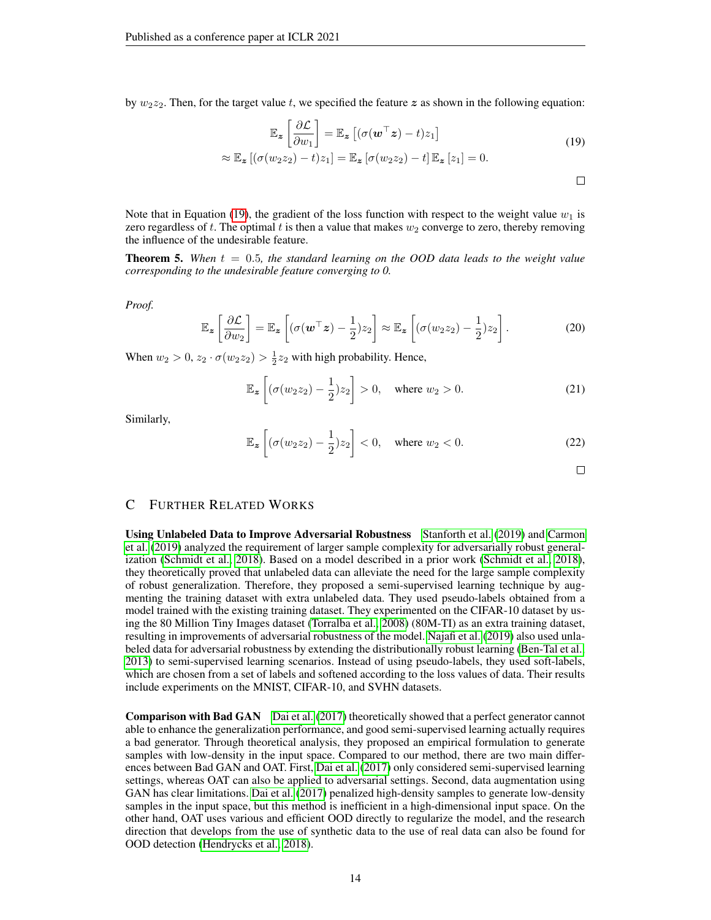by $w_2 z_2$. Then, for the target value $t$, we specified the feature $\boldsymbol{z}$ as shown in the following equation:

$$
\begin{aligned}
\mathbb{E}_{\boldsymbol{z}}\left[\frac{\partial \mathcal{L}}{\partial w_1}\right] &= \mathbb{E}_{\boldsymbol{z}}\left[(\sigma(\boldsymbol{w}^\top \boldsymbol{z}) - t) z_1\right] \\
\approx \mathbb{E}_{\boldsymbol{z}}\left[(\sigma(w_2 z_2) - t) z_1\right] &= \mathbb{E}_{\boldsymbol{z}}\left[\sigma(w_2 z_2) - t\right] \mathbb{E}_{\boldsymbol{z}}\left[z_1\right] = 0.
\end{aligned} \tag{19}
$$

□

Note that in Equation (19), the gradient of the loss function with respect to the weight value $w_1$ is zero regardless of $t$. The optimal $t$ is then a value that makes $w_2$ converge to zero, thereby removing the influence of the undesirable feature.

**Theorem 5.** *When $t = 0.5$, the standard learning on the OOD data leads to the weight value corresponding to the undesirable feature converging to 0.*

*Proof.*

$$
\mathbb{E}_{\boldsymbol{z}}\left[\frac{\partial \mathcal{L}}{\partial w_2}\right] = \mathbb{E}_{\boldsymbol{z}}\left[(\sigma(\boldsymbol{w}^\top \boldsymbol{z}) - \frac{1}{2}) z_2\right] \approx \mathbb{E}_{\boldsymbol{z}}\left[(\sigma(w_2 z_2) - \frac{1}{2}) z_2\right]. \tag{20}
$$

When $w_2 > 0$, $z_2 \cdot \sigma(w_2 z_2) > \frac{1}{2} z_2$ with high probability. Hence,

$$
\mathbb{E}_{\boldsymbol{z}}\left[(\sigma(w_2 z_2) - \frac{1}{2}) z_2\right] > 0, \quad \text{where } w_2 > 0. \tag{21}
$$

Similarly,

$$
\mathbb{E}_{\boldsymbol{z}}\left[(\sigma(w_2 z_2) - \frac{1}{2}) z_2\right] < 0, \quad \text{where } w_2 < 0. \tag{22}
$$

□

# C Further Related Works

**Using Unlabeled Data to Improve Adversarial Robustness** Stanforth et al. (2019) and Carmon et al. (2019) analyzed the requirement of larger sample complexity for adversarially robust generalization (Schmidt et al., 2018). Based on a model described in a prior work (Schmidt et al., 2018), they theoretically proved that unlabeled data can alleviate the need for the large sample complexity of robust generalization. Therefore, they proposed a semi-supervised learning technique by augmenting the training dataset with extra unlabeled data. They used pseudo-labels obtained from a model trained with the existing training dataset. They experimented on the CIFAR-10 dataset by using the 80 Million Tiny Images dataset (Torralba et al., 2008) (80M-TI) as an extra training dataset, resulting in improvements of adversarial robustness of the model. Najafi et al. (2019) also used unlabeled data for adversarial robustness by extending the distributionally robust learning (Ben-Tal et al., 2013) to semi-supervised learning scenarios. Instead of using pseudo-labels, they used soft-labels, which are chosen from a set of labels and softened according to the loss values of data. Their results include experiments on the MNIST, CIFAR-10, and SVHN datasets.

**Comparison with Bad GAN** Dai et al. (2017) theoretically showed that a perfect generator cannot able to enhance the generalization performance, and good semi-supervised learning actually requires a bad generator. Through theoretical analysis, they proposed an empirical formulation to generate samples with low-density in the input space. Compared to our method, there are two main differences between Bad GAN and OAT. First, Dai et al. (2017) only considered semi-supervised learning settings, whereas OAT can also be applied to adversarial settings. Second, data augmentation using GAN has clear limitations. Dai et al. (2017) penalized high-density samples to generate low-density samples in the input space, but this method is inefficient in a high-dimensional input space. On the other hand, OAT uses various and efficient OOD directly to regularize the model, and the research direction that develops from the use of synthetic data to the use of real data can also be found for OOD detection (Hendrycks et al., 2018).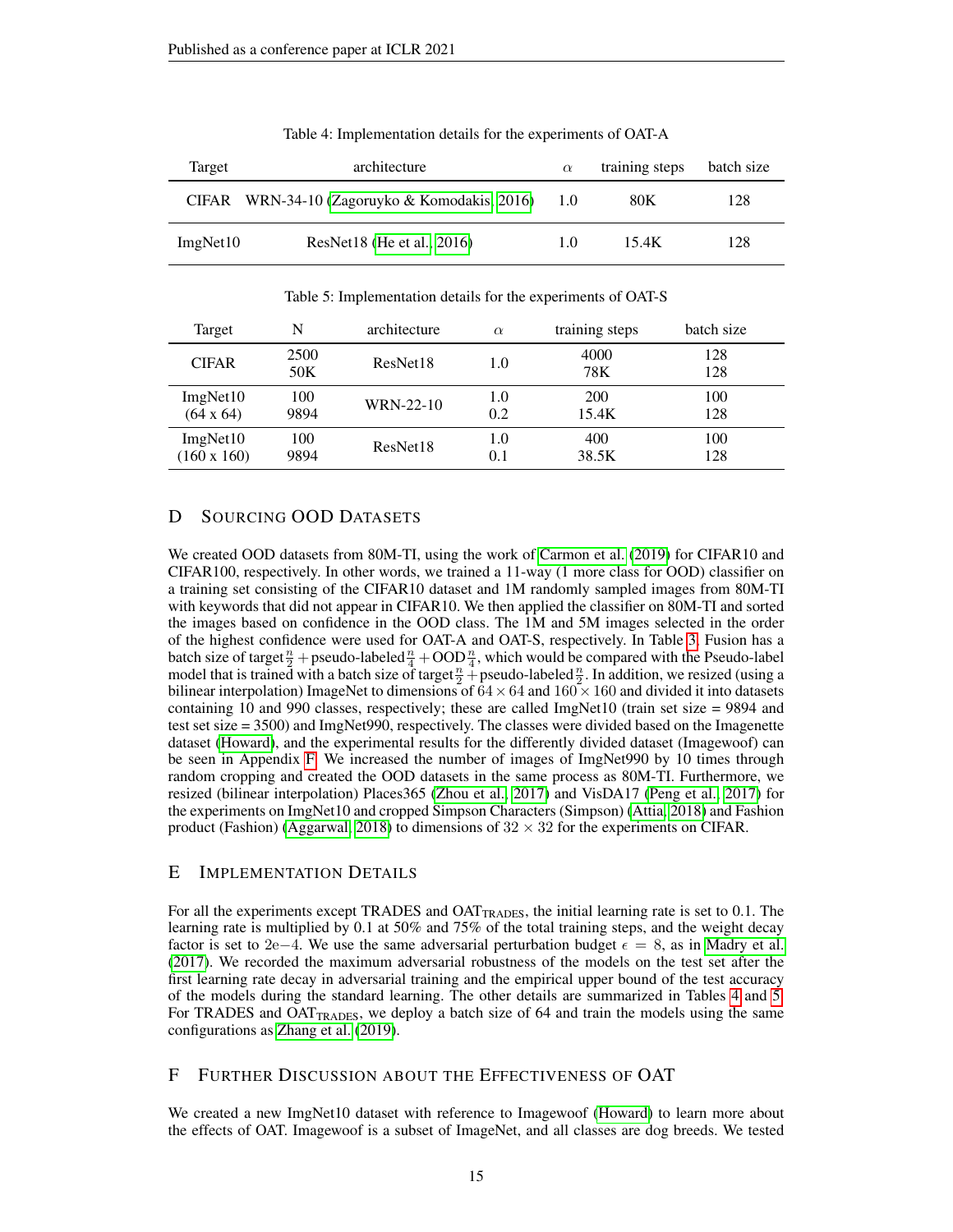Table 4: Implementation details for the experiments of OAT-A

| Target | architecture | $\alpha$ | training steps | batch size |
|---|---|---|---|---|
| CIFAR | WRN-34-10 (Zagoruyko & Komodakis, 2016) | 1.0 | 80K | 128 |
| ImgNet10 | ResNet18 (He et al., 2016) | 1.0 | 15.4K | 128 |

Table 5: Implementation details for the experiments of OAT-S

| Target | N | architecture | $\alpha$ | training steps | batch size |
|---|---|---|---|---|---|
| CIFAR | 2500<br>50K | ResNet18 | 1.0 | 4000<br>78K | 128<br>128 |
| ImgNet10<br>(64 x 64) | 100<br>9894 | WRN-22-10 | 1.0<br>0.2 | 200<br>15.4K | 100<br>128 |
| ImgNet10<br>(160 x 160) | 100<br>9894 | ResNet18 | 1.0<br>0.1 | 400<br>38.5K | 100<br>128 |

## D Sourcing OOD Datasets

We created OOD datasets from 80M-TI, using the work of Carmon et al. (2019) for CIFAR10 and CIFAR100, respectively. In other words, we trained a 11-way (1 more class for OOD) classifier on a training set consisting of the CIFAR10 dataset and 1M randomly sampled images from 80M-TI with keywords that did not appear in CIFAR10. We then applied the classifier on 80M-TI and sorted the images based on confidence in the OOD class. The 1M and 5M images selected in the order of the highest confidence were used for OAT-A and OAT-S, respectively. In Table 3, Fusion has a batch size of target$\frac{n}{2}$ + pseudo-labeled$\frac{n}{4}$ + OOD$\frac{n}{4}$, which would be compared with the Pseudo-label model that is trained with a batch size of target$\frac{n}{2}$ + pseudo-labeled$\frac{n}{2}$. In addition, we resized (using a bilinear interpolation) ImageNet to dimensions of $64 \times 64$ and $160 \times 160$ and divided it into datasets containing 10 and 990 classes, respectively; these are called ImgNet10 (train set size = 9894 and test set size = 3500) and ImgNet990, respectively. The classes were divided based on the Imagenette dataset (Howard), and the experimental results for the differently divided dataset (Imagewoof) can be seen in Appendix F. We increased the number of images of ImgNet990 by 10 times through random cropping and created the OOD datasets in the same process as 80M-TI. Furthermore, we resized (bilinear interpolation) Places365 (Zhou et al., 2017) and VisDA17 (Peng et al., 2017) for the experiments on ImgNet10 and cropped Simpson Characters (Simpson) (Attia, 2018) and Fashion product (Fashion) (Aggarwal, 2018) to dimensions of $32 \times 32$ for the experiments on CIFAR.

## E Implementation Details

For all the experiments except TRADES and $\text{OAT}_{\text{TRADES}}$, the initial learning rate is set to 0.1. The learning rate is multiplied by 0.1 at 50% and 75% of the total training steps, and the weight decay factor is set to $2\text{e}{-4}$. We use the same adversarial perturbation budget $\epsilon = 8$, as in Madry et al. (2017). We recorded the maximum adversarial robustness of the models on the test set after the first learning rate decay in adversarial training and the empirical upper bound of the test accuracy of the models during the standard learning. The other details are summarized in Tables 4 and 5. For TRADES and $\text{OAT}_{\text{TRADES}}$, we deploy a batch size of 64 and train the models using the same configurations as Zhang et al. (2019).

## F Further Discussion about the Effectiveness of OAT

We created a new ImgNet10 dataset with reference to Imagewoof (Howard) to learn more about the effects of OAT. Imagewoof is a subset of ImageNet, and all classes are dog breeds. We tested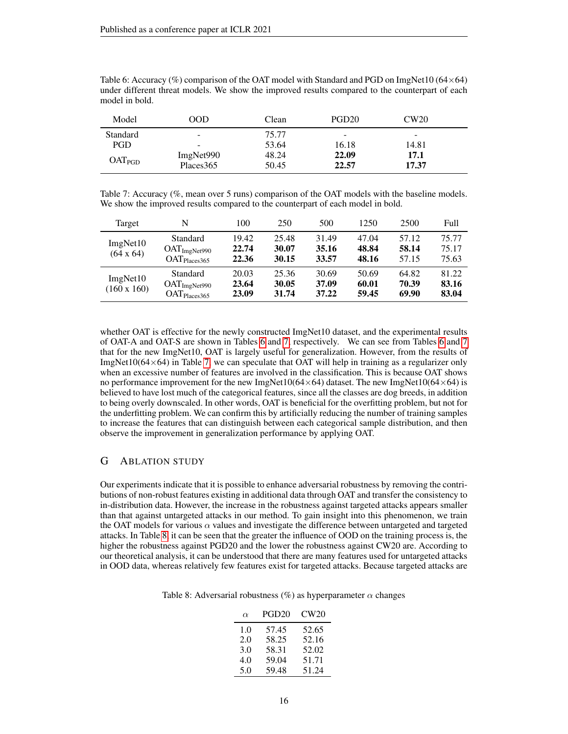Table 6: Accuracy (%) comparison of the OAT model with Standard and PGD on ImgNet10 (64×64) under different threat models. We show the improved results compared to the counterpart of each model in bold.

| Model | OOD | Clean | PGD20 | CW20 |
|---|---|---|---|---|
| Standard | - | 75.77 | - | - |
| PGD | - | 53.64 | 16.18 | 14.81 |
| $\text{OAT}_{\text{PGD}}$ | ImgNet990 | 48.24 | **22.09** | **17.1** |
| | Places365 | 50.45 | **22.57** | **17.37** |

Table 7: Accuracy (%, mean over 5 runs) comparison of the OAT models with the baseline models. We show the improved results compared to the counterpart of each model in bold.

| Target | N | 100 | 250 | 500 | 1250 | 2500 | Full |
|---|---|---|---|---|---|---|---|
| ImgNet10 (64 x 64) | Standard | 19.42 | 25.48 | 31.49 | 47.04 | 57.12 | 75.77 |
| | $\text{OAT}_{\text{ImgNet990}}$ | **22.74** | **30.07** | **35.16** | **48.84** | **58.14** | 75.17 |
| | $\text{OAT}_{\text{Places365}}$ | **22.36** | **30.15** | **33.57** | **48.16** | 57.15 | 75.63 |
| ImgNet10 (160 x 160) | Standard | 20.03 | 25.36 | 30.69 | 50.69 | 64.82 | 81.22 |
| | $\text{OAT}_{\text{ImgNet990}}$ | **23.64** | **30.05** | **37.09** | **60.01** | **70.39** | **83.16** |
| | $\text{OAT}_{\text{Places365}}$ | **23.09** | **31.74** | **37.22** | **59.45** | **69.90** | **83.04** |

whether OAT is effective for the newly constructed ImgNet10 dataset, and the experimental results of OAT-A and OAT-S are shown in Tables 6 and 7, respectively. We can see from Tables 6 and 7 that for the new ImgNet10, OAT is largely useful for generalization. However, from the results of ImgNet10(64×64) in Table 7, we can speculate that OAT will help in training as a regularizer only when an excessive number of features are involved in the classification. This is because OAT shows no performance improvement for the new ImgNet10(64×64) dataset. The new ImgNet10(64×64) is believed to have lost much of the categorical features, since all the classes are dog breeds, in addition to being overly downscaled. In other words, OAT is beneficial for the overfitting problem, but not for the underfitting problem. We can confirm this by artificially reducing the number of training samples to increase the features that can distinguish between each categorical sample distribution, and then observe the improvement in generalization performance by applying OAT.

## G Ablation Study

Our experiments indicate that it is possible to enhance adversarial robustness by removing the contributions of non-robust features existing in additional data through OAT and transfer the consistency to in-distribution data. However, the increase in the robustness against targeted attacks appears smaller than that against untargeted attacks in our method. To gain insight into this phenomenon, we train the OAT models for various $\alpha$ values and investigate the difference between untargeted and targeted attacks. In Table 8, it can be seen that the greater the influence of OOD on the training process is, the higher the robustness against PGD20 and the lower the robustness against CW20 are. According to our theoretical analysis, it can be understood that there are many features used for untargeted attacks in OOD data, whereas relatively few features exist for targeted attacks. Because targeted attacks are

Table 8: Adversarial robustness (%) as hyperparameter $\alpha$ changes

| $\alpha$ | PGD20 | CW20 |
|---|---|---|
| 1.0 | 57.45 | 52.65 |
| 2.0 | 58.25 | 52.16 |
| 3.0 | 58.31 | 52.02 |
| 4.0 | 59.04 | 51.71 |
| 5.0 | 59.48 | 51.24 |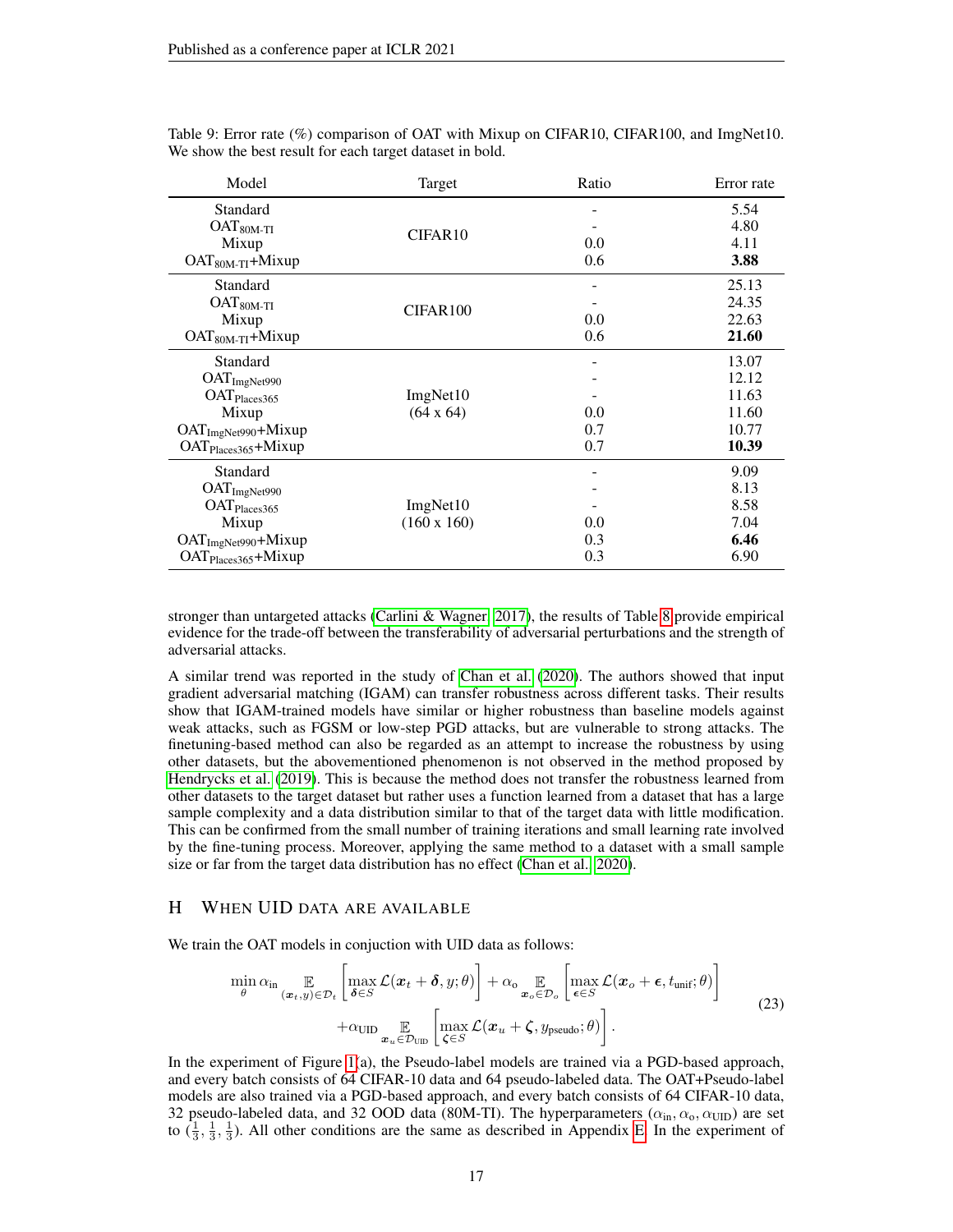Table 9: Error rate (%) comparison of OAT with Mixup on CIFAR10, CIFAR100, and ImgNet10. We show the best result for each target dataset in bold.

| Model | Target | Ratio | Error rate |
|---|---|---|---|
| Standard | CIFAR10 | - | 5.54 |
| $\text{OAT}_{\text{80M-TI}}$ | | - | 4.80 |
| Mixup | | 0.0 | 4.11 |
| $\text{OAT}_{\text{80M-TI}}$+Mixup | | 0.6 | **3.88** |
| Standard | CIFAR100 | - | 25.13 |
| $\text{OAT}_{\text{80M-TI}}$ | | - | 24.35 |
| Mixup | | 0.0 | 22.63 |
| $\text{OAT}_{\text{80M-TI}}$+Mixup | | 0.6 | **21.60** |
| Standard | ImgNet10 (64 x 64) | - | 13.07 |
| $\text{OAT}_{\text{ImgNet990}}$ | | - | 12.12 |
| $\text{OAT}_{\text{Places365}}$ | | - | 11.63 |
| Mixup | | 0.0 | 11.60 |
| $\text{OAT}_{\text{ImgNet990}}$+Mixup | | 0.7 | 10.77 |
| $\text{OAT}_{\text{Places365}}$+Mixup | | 0.7 | **10.39** |
| Standard | ImgNet10 (160 x 160) | - | 9.09 |
| $\text{OAT}_{\text{ImgNet990}}$ | | - | 8.13 |
| $\text{OAT}_{\text{Places365}}$ | | - | 8.58 |
| Mixup | | 0.0 | 7.04 |
| $\text{OAT}_{\text{ImgNet990}}$+Mixup | | 0.3 | **6.46** |
| $\text{OAT}_{\text{Places365}}$+Mixup | | 0.3 | 6.90 |

stronger than untargeted attacks (Carlini & Wagner, 2017), the results of Table 8 provide empirical evidence for the trade-off between the transferability of adversarial perturbations and the strength of adversarial attacks.

A similar trend was reported in the study of Chan et al. (2020). The authors showed that input gradient adversarial matching (IGAM) can transfer robustness across different tasks. Their results show that IGAM-trained models have similar or higher robustness than baseline models against weak attacks, such as FGSM or low-step PGD attacks, but are vulnerable to strong attacks. The finetuning-based method can also be regarded as an attempt to increase the robustness by using other datasets, but the abovementioned phenomenon is not observed in the method proposed by Hendrycks et al. (2019). This is because the method does not transfer the robustness learned from other datasets to the target dataset but rather uses a function learned from a dataset that has a large sample complexity and a data distribution similar to that of the target data with little modification. This can be confirmed from the small number of training iterations and small learning rate involved by the fine-tuning process. Moreover, applying the same method to a dataset with a small sample size or far from the target data distribution has no effect (Chan et al., 2020).

## H When UID data are available

We train the OAT models in conjuction with UID data as follows:

$$
\begin{aligned}
\min_{\theta} \alpha_{\text{in}} \mathop{\mathbb{E}}_{(\boldsymbol{x}_t, y) \in \mathcal{D}_t} \left[ \max_{\boldsymbol{\delta} \in S} \mathcal{L}(\boldsymbol{x}_t + \boldsymbol{\delta}, y; \theta) \right] + \alpha_{\text{o}} \mathop{\mathbb{E}}_{\boldsymbol{x}_o \in \mathcal{D}_o} \left[ \max_{\boldsymbol{\epsilon} \in S} \mathcal{L}(\boldsymbol{x}_o + \boldsymbol{\epsilon}, t_{\text{unif}}; \theta) \right] \\
+ \alpha_{\text{UID}} \mathop{\mathbb{E}}_{\boldsymbol{x}_u \in \mathcal{D}_{\text{UID}}} \left[ \max_{\boldsymbol{\zeta} \in S} \mathcal{L}(\boldsymbol{x}_u + \boldsymbol{\zeta}, y_{\text{pseudo}}; \theta) \right].
\end{aligned}
\tag{23}
$$

In the experiment of Figure 1(a), the Pseudo-label models are trained via a PGD-based approach, and every batch consists of 64 CIFAR-10 data and 64 pseudo-labeled data. The OAT+Pseudo-label models are also trained via a PGD-based approach, and every batch consists of 64 CIFAR-10 data, 32 pseudo-labeled data, and 32 OOD data (80M-TI). The hyperparameters $(\alpha_{\text{in}}, \alpha_{\text{o}}, \alpha_{\text{UID}})$ are set to $(\frac{1}{3}, \frac{1}{3}, \frac{1}{3})$. All other conditions are the same as described in Appendix E. In the experiment of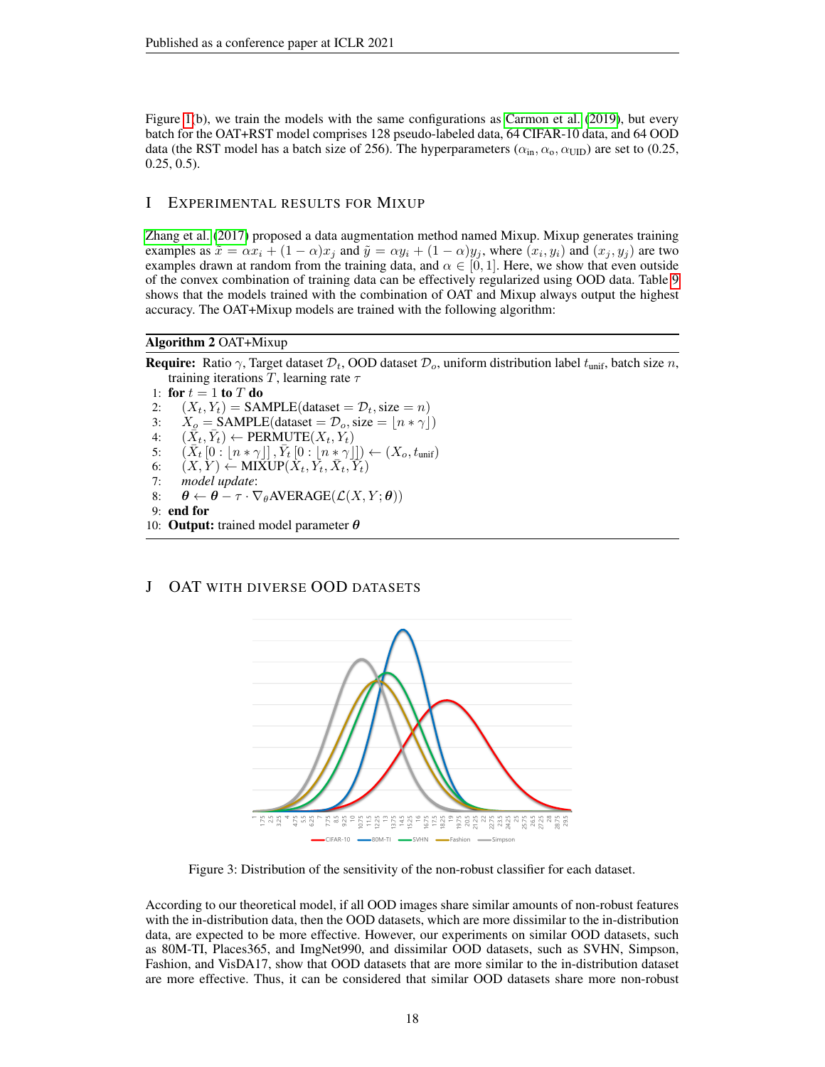Figure 1(b), we train the models with the same configurations as Carmon et al. (2019), but every batch for the OAT+RST model comprises 128 pseudo-labeled data, 64 CIFAR-10 data, and 64 OOD data (the RST model has a batch size of 256). The hyperparameters ($\alpha_{\text{in}}$, $\alpha_{\text{o}}$, $\alpha_{\text{UID}}$) are set to (0.25, 0.25, 0.5).

## I Experimental results for Mixup

Zhang et al. (2017) proposed a data augmentation method named Mixup. Mixup generates training examples as $\tilde{x} = \alpha x_i + (1 - \alpha)x_j$ and $\tilde{y} = \alpha y_i + (1 - \alpha)y_j$, where $(x_i, y_i)$ and $(x_j, y_j)$ are two examples drawn at random from the training data, and $\alpha \in [0, 1]$. Here, we show that even outside of the convex combination of training data can be effectively regularized using OOD data. Table 9 shows that the models trained with the combination of OAT and Mixup always output the highest accuracy. The OAT+Mixup models are trained with the following algorithm:

**Algorithm 2** OAT+Mixup

**Require:** Ratio $\gamma$, Target dataset $\mathcal{D}_t$, OOD dataset $\mathcal{D}_o$, uniform distribution label $t_{\text{unif}}$, batch size $n$, training iterations $T$, learning rate $\tau$

1: **for** $t = 1$ **to** $T$ **do**
2: $\quad (X_t, Y_t) = \text{SAMPLE}(\text{dataset} = \mathcal{D}_t, \text{size} = n)$
3: $\quad X_o = \text{SAMPLE}(\text{dataset} = \mathcal{D}_o, \text{size} = \lfloor n * \gamma \rfloor)$
4: $\quad (\bar{X}_t, \bar{Y}_t) \leftarrow \text{PERMUTE}(X_t, Y_t)$
5: $\quad (\bar{X}_t [0 : \lfloor n * \gamma \rfloor] , \bar{Y}_t [0 : \lfloor n * \gamma \rfloor]) \leftarrow (X_o, t_{\text{unif}})$
6: $\quad (X, Y) \leftarrow \text{MIXUP}(X_t, Y_t, \bar{X}_t, \bar{Y}_t)$
7: $\quad$ *model update*:
8: $\quad \boldsymbol{\theta} \leftarrow \boldsymbol{\theta} - \tau \cdot \nabla_{\theta}\text{AVERAGE}(\mathcal{L}(X, Y; \boldsymbol{\theta}))$
9: **end for**
10: **Output:** trained model parameter $\boldsymbol{\theta}$

## J OAT with diverse OOD datasets

Figure 3: Distribution of the sensitivity of the non-robust classifier for each dataset.

According to our theoretical model, if all OOD images share similar amounts of non-robust features with the in-distribution data, then the OOD datasets, which are more dissimilar to the in-distribution data, are expected to be more effective. However, our experiments on similar OOD datasets, such as 80M-TI, Places365, and ImgNet990, and dissimilar OOD datasets, such as SVHN, Simpson, Fashion, and VisDA17, show that OOD datasets that are more similar to the in-distribution dataset are more effective. Thus, it can be considered that similar OOD datasets share more non-robust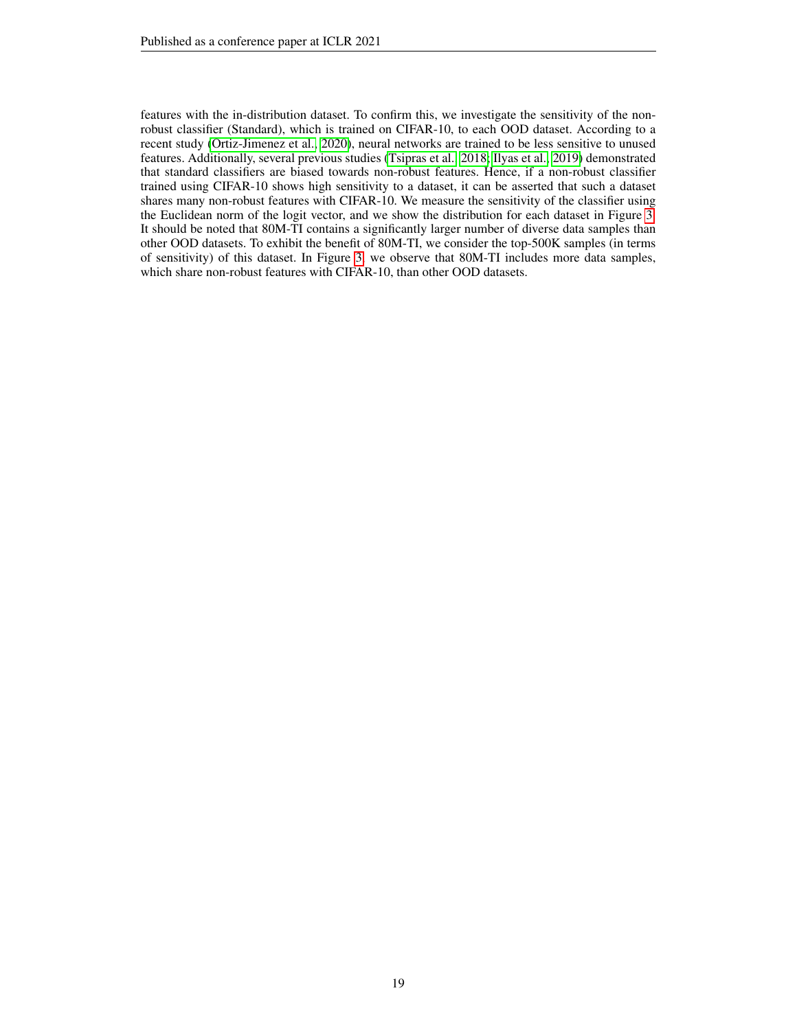features with the in-distribution dataset. To confirm this, we investigate the sensitivity of the non-robust classifier (Standard), which is trained on CIFAR-10, to each OOD dataset. According to a recent study (Ortiz-Jimenez et al., 2020), neural networks are trained to be less sensitive to unused features. Additionally, several previous studies (Tsipras et al., 2018; Ilyas et al., 2019) demonstrated that standard classifiers are biased towards non-robust features. Hence, if a non-robust classifier trained using CIFAR-10 shows high sensitivity to a dataset, it can be asserted that such a dataset shares many non-robust features with CIFAR-10. We measure the sensitivity of the classifier using the Euclidean norm of the logit vector, and we show the distribution for each dataset in Figure 3. It should be noted that 80M-TI contains a significantly larger number of diverse data samples than other OOD datasets. To exhibit the benefit of 80M-TI, we consider the top-500K samples (in terms of sensitivity) of this dataset. In Figure 3, we observe that 80M-TI includes more data samples, which share non-robust features with CIFAR-10, than other OOD datasets.